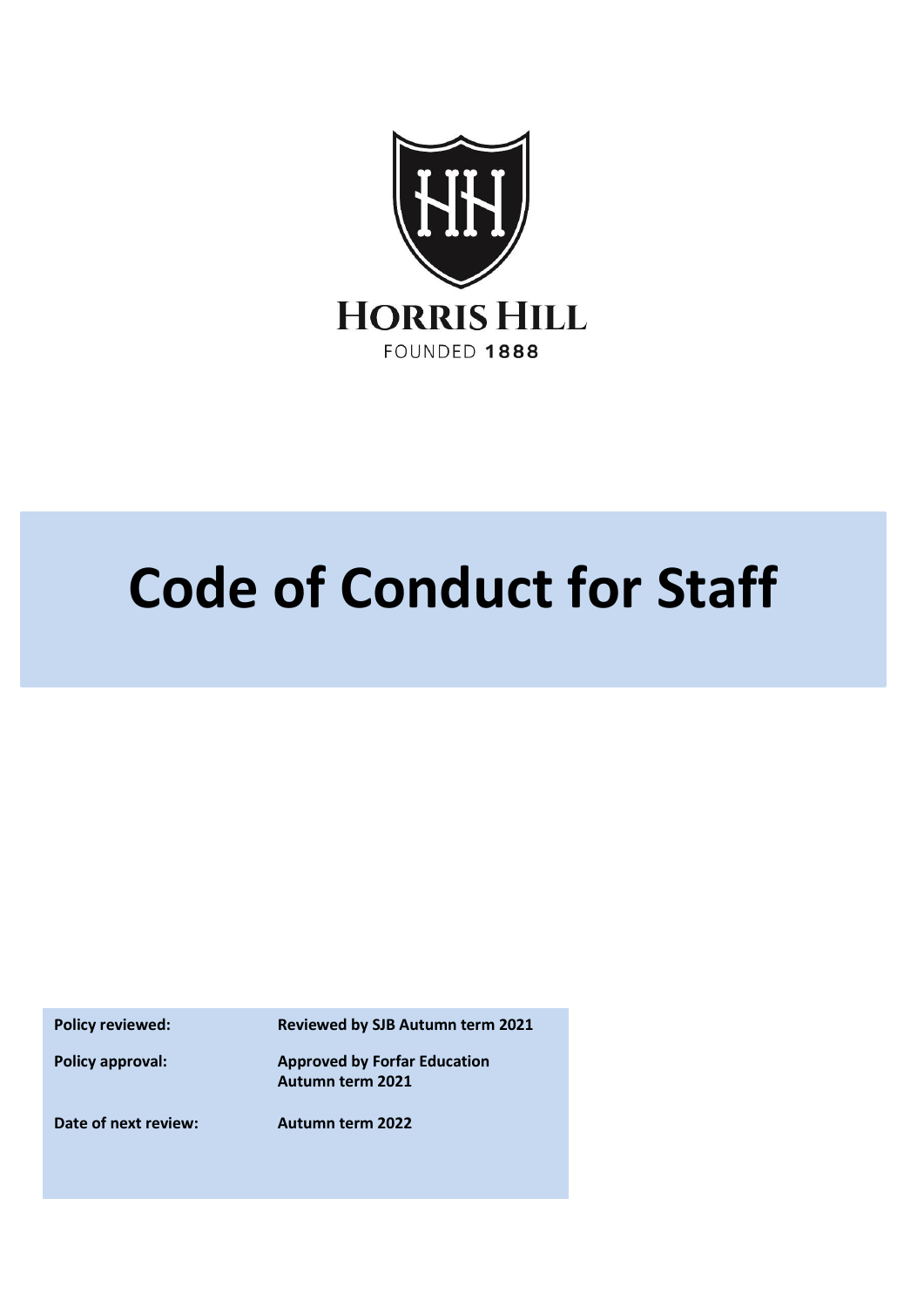HORRIS HILL

FOUNDED 1888

# Code of Conduct for Staff

| | |
|---|---|
| **Policy reviewed:** | **Reviewed by SJB Autumn term 2021** |
| **Policy approval:** | **Approved by Forfar Education Autumn term 2021** |
| **Date of next review:** | **Autumn term 2022** |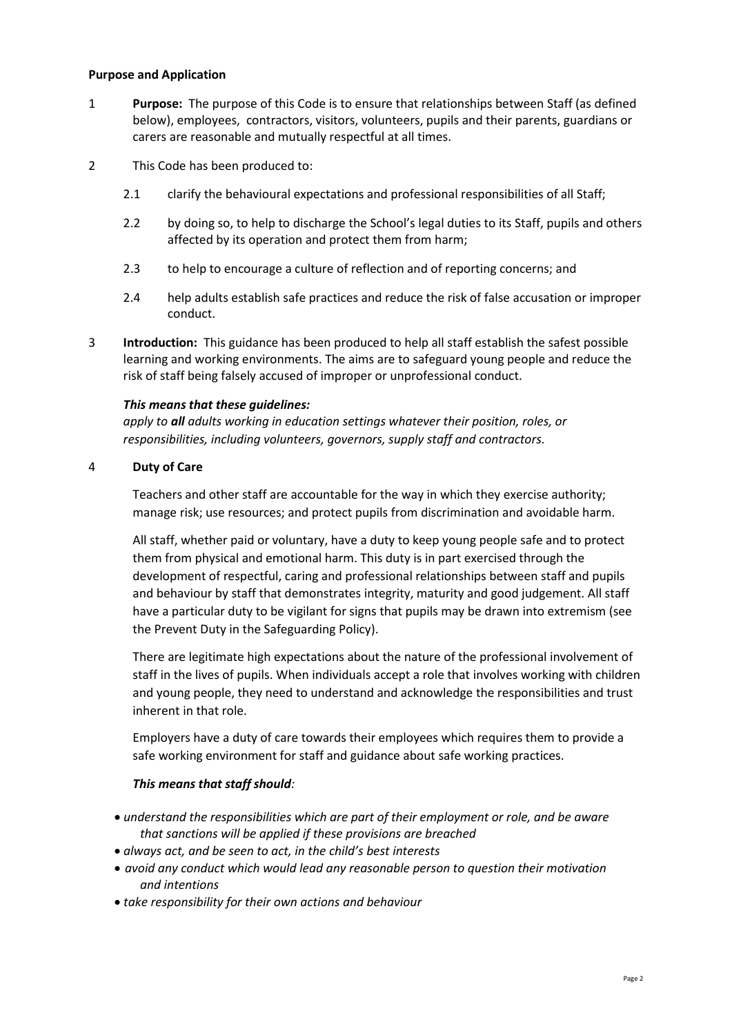**Purpose and Application**

1 **Purpose:** The purpose of this Code is to ensure that relationships between Staff (as defined below), employees, contractors, visitors, volunteers, pupils and their parents, guardians or carers are reasonable and mutually respectful at all times.

2 This Code has been produced to:

2.1 clarify the behavioural expectations and professional responsibilities of all Staff;

2.2 by doing so, to help to discharge the School's legal duties to its Staff, pupils and others affected by its operation and protect them from harm;

2.3 to help to encourage a culture of reflection and of reporting concerns; and

2.4 help adults establish safe practices and reduce the risk of false accusation or improper conduct.

3 **Introduction:** This guidance has been produced to help all staff establish the safest possible learning and working environments. The aims are to safeguard young people and reduce the risk of staff being falsely accused of improper or unprofessional conduct.

***This means that these guidelines:***
*apply to **all** adults working in education settings whatever their position, roles, or responsibilities, including volunteers, governors, supply staff and contractors.*

4 **Duty of Care**

Teachers and other staff are accountable for the way in which they exercise authority; manage risk; use resources; and protect pupils from discrimination and avoidable harm.

All staff, whether paid or voluntary, have a duty to keep young people safe and to protect them from physical and emotional harm. This duty is in part exercised through the development of respectful, caring and professional relationships between staff and pupils and behaviour by staff that demonstrates integrity, maturity and good judgement. All staff have a particular duty to be vigilant for signs that pupils may be drawn into extremism (see the Prevent Duty in the Safeguarding Policy).

There are legitimate high expectations about the nature of the professional involvement of staff in the lives of pupils. When individuals accept a role that involves working with children and young people, they need to understand and acknowledge the responsibilities and trust inherent in that role.

Employers have a duty of care towards their employees which requires them to provide a safe working environment for staff and guidance about safe working practices.

***This means that staff should:***

- *understand the responsibilities which are part of their employment or role, and be aware that sanctions will be applied if these provisions are breached*
- *always act, and be seen to act, in the child's best interests*
- *avoid any conduct which would lead any reasonable person to question their motivation and intentions*
- *take responsibility for their own actions and behaviour*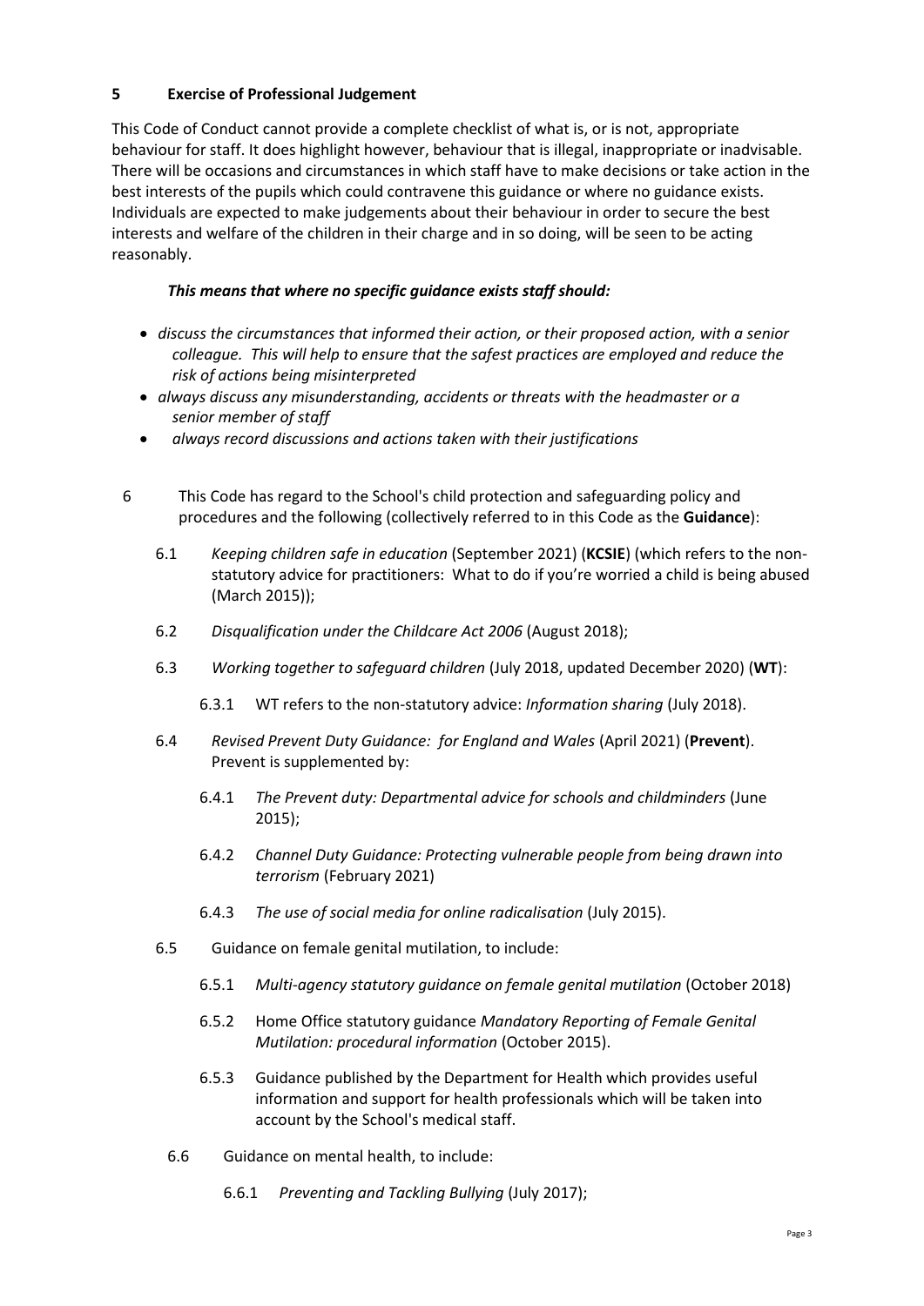## 5 Exercise of Professional Judgement

This Code of Conduct cannot provide a complete checklist of what is, or is not, appropriate behaviour for staff. It does highlight however, behaviour that is illegal, inappropriate or inadvisable. There will be occasions and circumstances in which staff have to make decisions or take action in the best interests of the pupils which could contravene this guidance or where no guidance exists. Individuals are expected to make judgements about their behaviour in order to secure the best interests and welfare of the children in their charge and in so doing, will be seen to be acting reasonably.

***This means that where no specific guidance exists staff should:***

- *discuss the circumstances that informed their action, or their proposed action, with a senior colleague. This will help to ensure that the safest practices are employed and reduce the risk of actions being misinterpreted*
- *always discuss any misunderstanding, accidents or threats with the headmaster or a senior member of staff*
- *always record discussions and actions taken with their justifications*

6 This Code has regard to the School's child protection and safeguarding policy and procedures and the following (collectively referred to in this Code as the **Guidance**):

6.1 *Keeping children safe in education* (September 2021) (**KCSIE**) (which refers to the non-statutory advice for practitioners: What to do if you're worried a child is being abused (March 2015));

6.2 *Disqualification under the Childcare Act 2006* (August 2018);

6.3 *Working together to safeguard children* (July 2018, updated December 2020) (**WT**):

6.3.1 WT refers to the non-statutory advice: *Information sharing* (July 2018).

6.4 *Revised Prevent Duty Guidance: for England and Wales* (April 2021) (**Prevent**). Prevent is supplemented by:

6.4.1 *The Prevent duty: Departmental advice for schools and childminders* (June 2015);

6.4.2 *Channel Duty Guidance: Protecting vulnerable people from being drawn into terrorism* (February 2021)

6.4.3 *The use of social media for online radicalisation* (July 2015).

6.5 Guidance on female genital mutilation, to include:

6.5.1 *Multi-agency statutory guidance on female genital mutilation* (October 2018)

6.5.2 Home Office statutory guidance *Mandatory Reporting of Female Genital Mutilation: procedural information* (October 2015).

6.5.3 Guidance published by the Department for Health which provides useful information and support for health professionals which will be taken into account by the School's medical staff.

6.6 Guidance on mental health, to include:

6.6.1 *Preventing and Tackling Bullying* (July 2017);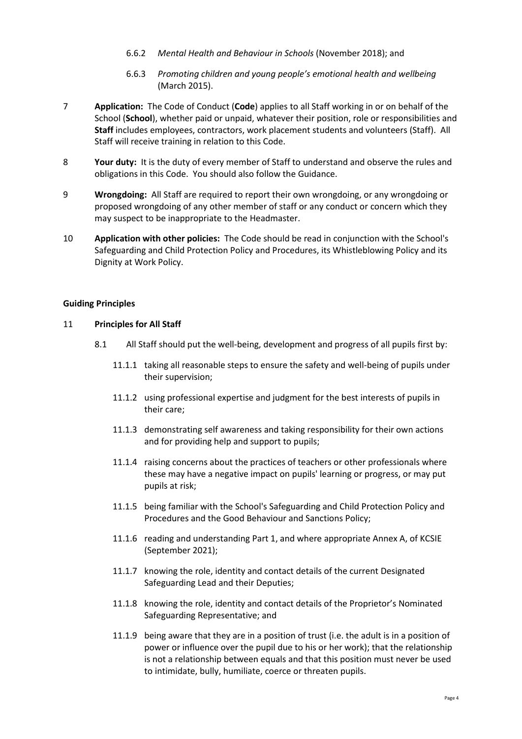6.6.2 *Mental Health and Behaviour in Schools* (November 2018); and

6.6.3 *Promoting children and young people's emotional health and wellbeing* (March 2015).

7 **Application:** The Code of Conduct (**Code**) applies to all Staff working in or on behalf of the School (**School**), whether paid or unpaid, whatever their position, role or responsibilities and **Staff** includes employees, contractors, work placement students and volunteers (Staff). All Staff will receive training in relation to this Code.

8 **Your duty:** It is the duty of every member of Staff to understand and observe the rules and obligations in this Code. You should also follow the Guidance.

9 **Wrongdoing:** All Staff are required to report their own wrongdoing, or any wrongdoing or proposed wrongdoing of any other member of staff or any conduct or concern which they may suspect to be inappropriate to the Headmaster.

10 **Application with other policies:** The Code should be read in conjunction with the School's Safeguarding and Child Protection Policy and Procedures, its Whistleblowing Policy and its Dignity at Work Policy.

**Guiding Principles**

11 **Principles for All Staff**

8.1 All Staff should put the well-being, development and progress of all pupils first by:

11.1.1 taking all reasonable steps to ensure the safety and well-being of pupils under their supervision;

11.1.2 using professional expertise and judgment for the best interests of pupils in their care;

11.1.3 demonstrating self awareness and taking responsibility for their own actions and for providing help and support to pupils;

11.1.4 raising concerns about the practices of teachers or other professionals where these may have a negative impact on pupils' learning or progress, or may put pupils at risk;

11.1.5 being familiar with the School's Safeguarding and Child Protection Policy and Procedures and the Good Behaviour and Sanctions Policy;

11.1.6 reading and understanding Part 1, and where appropriate Annex A, of KCSIE (September 2021);

11.1.7 knowing the role, identity and contact details of the current Designated Safeguarding Lead and their Deputies;

11.1.8 knowing the role, identity and contact details of the Proprietor's Nominated Safeguarding Representative; and

11.1.9 being aware that they are in a position of trust (i.e. the adult is in a position of power or influence over the pupil due to his or her work); that the relationship is not a relationship between equals and that this position must never be used to intimidate, bully, humiliate, coerce or threaten pupils.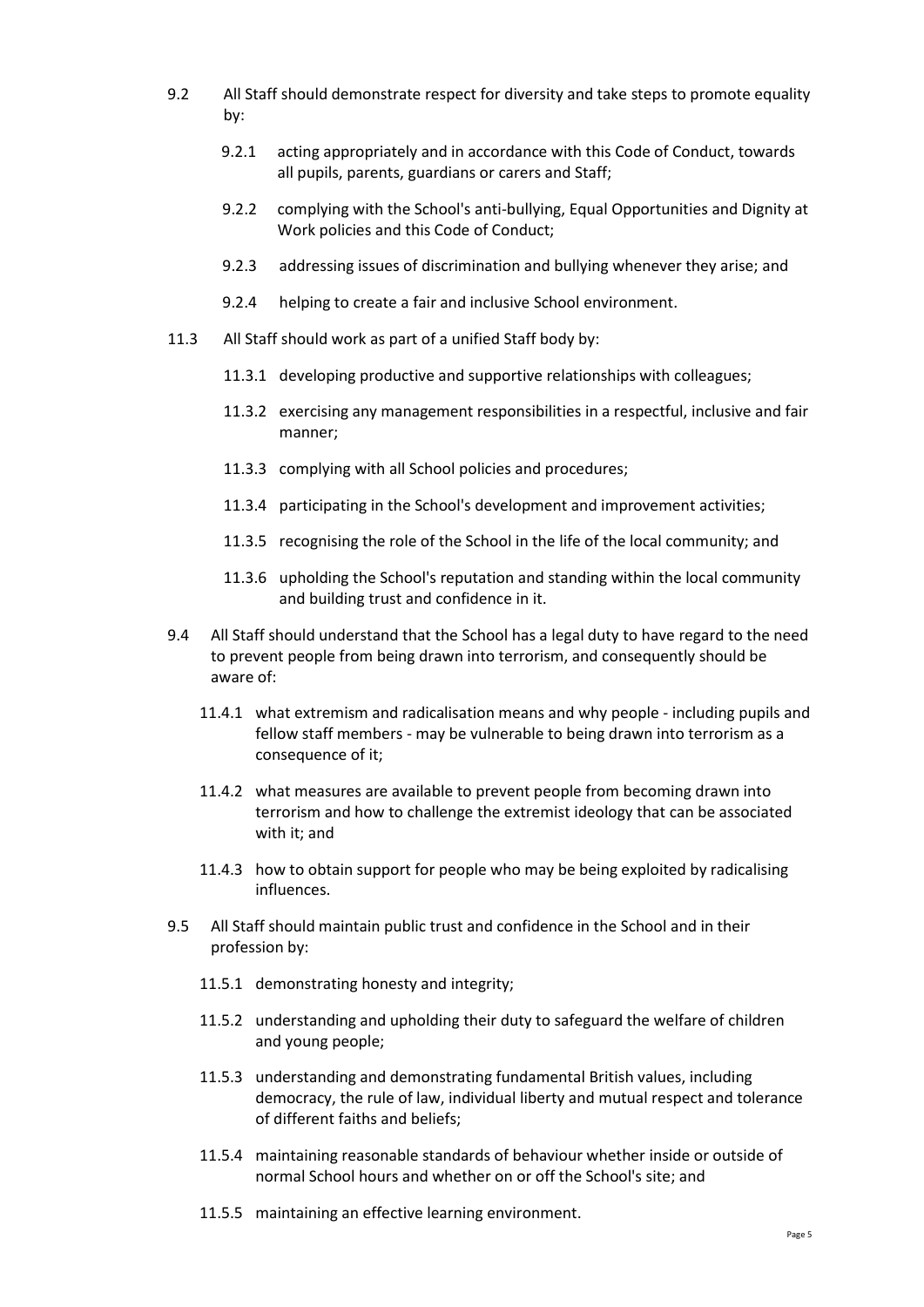9.2 All Staff should demonstrate respect for diversity and take steps to promote equality by:

- 9.2.1 acting appropriately and in accordance with this Code of Conduct, towards all pupils, parents, guardians or carers and Staff;
- 9.2.2 complying with the School's anti-bullying, Equal Opportunities and Dignity at Work policies and this Code of Conduct;
- 9.2.3 addressing issues of discrimination and bullying whenever they arise; and
- 9.2.4 helping to create a fair and inclusive School environment.

11.3 All Staff should work as part of a unified Staff body by:

- 11.3.1 developing productive and supportive relationships with colleagues;
- 11.3.2 exercising any management responsibilities in a respectful, inclusive and fair manner;
- 11.3.3 complying with all School policies and procedures;
- 11.3.4 participating in the School's development and improvement activities;
- 11.3.5 recognising the role of the School in the life of the local community; and
- 11.3.6 upholding the School's reputation and standing within the local community and building trust and confidence in it.

9.4 All Staff should understand that the School has a legal duty to have regard to the need to prevent people from being drawn into terrorism, and consequently should be aware of:

- 11.4.1 what extremism and radicalisation means and why people - including pupils and fellow staff members - may be vulnerable to being drawn into terrorism as a consequence of it;
- 11.4.2 what measures are available to prevent people from becoming drawn into terrorism and how to challenge the extremist ideology that can be associated with it; and
- 11.4.3 how to obtain support for people who may be being exploited by radicalising influences.

9.5 All Staff should maintain public trust and confidence in the School and in their profession by:

- 11.5.1 demonstrating honesty and integrity;
- 11.5.2 understanding and upholding their duty to safeguard the welfare of children and young people;
- 11.5.3 understanding and demonstrating fundamental British values, including democracy, the rule of law, individual liberty and mutual respect and tolerance of different faiths and beliefs;
- 11.5.4 maintaining reasonable standards of behaviour whether inside or outside of normal School hours and whether on or off the School's site; and
- 11.5.5 maintaining an effective learning environment.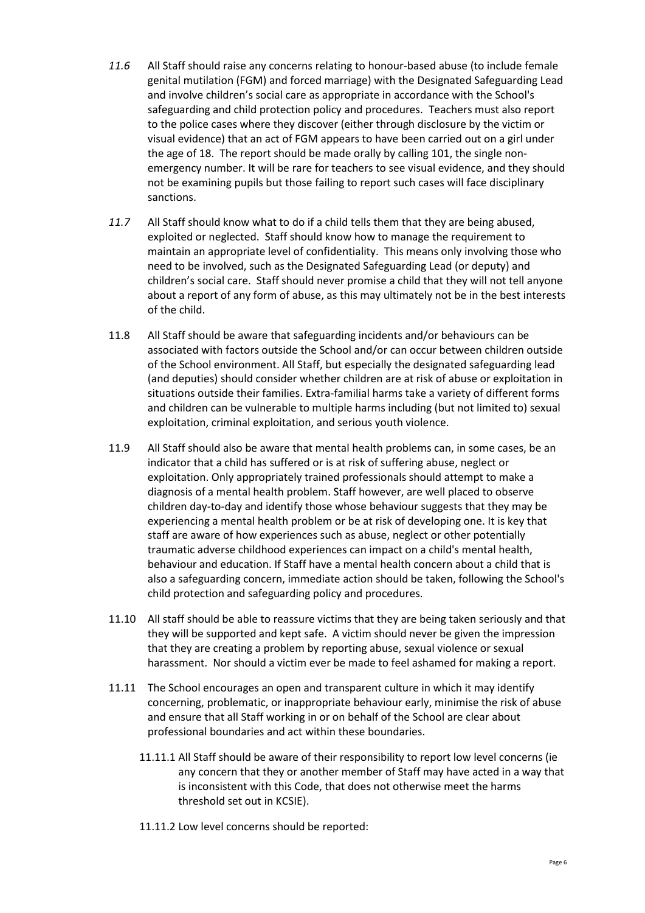*11.6* All Staff should raise any concerns relating to honour-based abuse (to include female genital mutilation (FGM) and forced marriage) with the Designated Safeguarding Lead and involve children's social care as appropriate in accordance with the School's safeguarding and child protection policy and procedures. Teachers must also report to the police cases where they discover (either through disclosure by the victim or visual evidence) that an act of FGM appears to have been carried out on a girl under the age of 18. The report should be made orally by calling 101, the single non-emergency number. It will be rare for teachers to see visual evidence, and they should not be examining pupils but those failing to report such cases will face disciplinary sanctions.

*11.7* All Staff should know what to do if a child tells them that they are being abused, exploited or neglected. Staff should know how to manage the requirement to maintain an appropriate level of confidentiality. This means only involving those who need to be involved, such as the Designated Safeguarding Lead (or deputy) and children's social care. Staff should never promise a child that they will not tell anyone about a report of any form of abuse, as this may ultimately not be in the best interests of the child.

11.8 All Staff should be aware that safeguarding incidents and/or behaviours can be associated with factors outside the School and/or can occur between children outside of the School environment. All Staff, but especially the designated safeguarding lead (and deputies) should consider whether children are at risk of abuse or exploitation in situations outside their families. Extra-familial harms take a variety of different forms and children can be vulnerable to multiple harms including (but not limited to) sexual exploitation, criminal exploitation, and serious youth violence.

11.9 All Staff should also be aware that mental health problems can, in some cases, be an indicator that a child has suffered or is at risk of suffering abuse, neglect or exploitation. Only appropriately trained professionals should attempt to make a diagnosis of a mental health problem. Staff however, are well placed to observe children day-to-day and identify those whose behaviour suggests that they may be experiencing a mental health problem or be at risk of developing one. It is key that staff are aware of how experiences such as abuse, neglect or other potentially traumatic adverse childhood experiences can impact on a child's mental health, behaviour and education. If Staff have a mental health concern about a child that is also a safeguarding concern, immediate action should be taken, following the School's child protection and safeguarding policy and procedures.

11.10 All staff should be able to reassure victims that they are being taken seriously and that they will be supported and kept safe. A victim should never be given the impression that they are creating a problem by reporting abuse, sexual violence or sexual harassment. Nor should a victim ever be made to feel ashamed for making a report.

11.11 The School encourages an open and transparent culture in which it may identify concerning, problematic, or inappropriate behaviour early, minimise the risk of abuse and ensure that all Staff working in or on behalf of the School are clear about professional boundaries and act within these boundaries.

11.11.1 All Staff should be aware of their responsibility to report low level concerns (ie any concern that they or another member of Staff may have acted in a way that is inconsistent with this Code, that does not otherwise meet the harms threshold set out in KCSIE).

11.11.2 Low level concerns should be reported: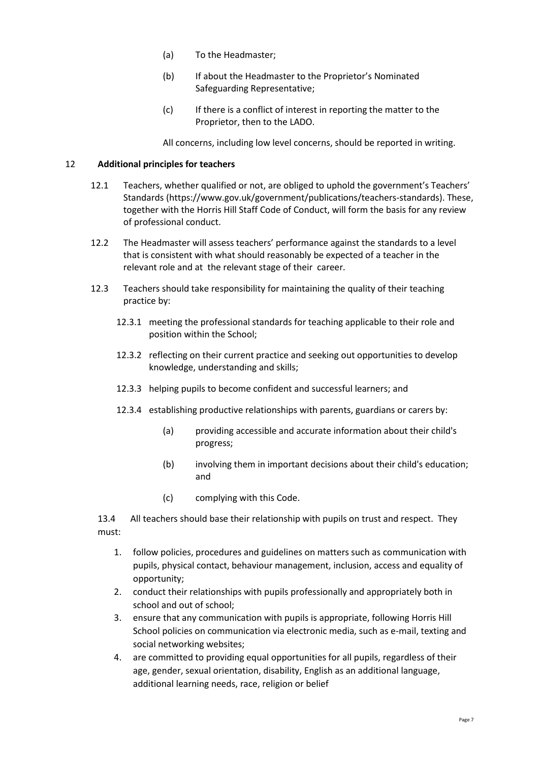(a) To the Headmaster;

(b) If about the Headmaster to the Proprietor's Nominated Safeguarding Representative;

(c) If there is a conflict of interest in reporting the matter to the Proprietor, then to the LADO.

All concerns, including low level concerns, should be reported in writing.

## 12 Additional principles for teachers

12.1 Teachers, whether qualified or not, are obliged to uphold the government's Teachers' Standards (https://www.gov.uk/government/publications/teachers-standards). These, together with the Horris Hill Staff Code of Conduct, will form the basis for any review of professional conduct.

12.2 The Headmaster will assess teachers' performance against the standards to a level that is consistent with what should reasonably be expected of a teacher in the relevant role and at the relevant stage of their career.

12.3 Teachers should take responsibility for maintaining the quality of their teaching practice by:

12.3.1 meeting the professional standards for teaching applicable to their role and position within the School;

12.3.2 reflecting on their current practice and seeking out opportunities to develop knowledge, understanding and skills;

12.3.3 helping pupils to become confident and successful learners; and

12.3.4 establishing productive relationships with parents, guardians or carers by:

(a) providing accessible and accurate information about their child's progress;

(b) involving them in important decisions about their child's education; and

(c) complying with this Code.

13.4 All teachers should base their relationship with pupils on trust and respect. They must:

1. follow policies, procedures and guidelines on matters such as communication with pupils, physical contact, behaviour management, inclusion, access and equality of opportunity;
2. conduct their relationships with pupils professionally and appropriately both in school and out of school;
3. ensure that any communication with pupils is appropriate, following Horris Hill School policies on communication via electronic media, such as e-mail, texting and social networking websites;
4. are committed to providing equal opportunities for all pupils, regardless of their age, gender, sexual orientation, disability, English as an additional language, additional learning needs, race, religion or belief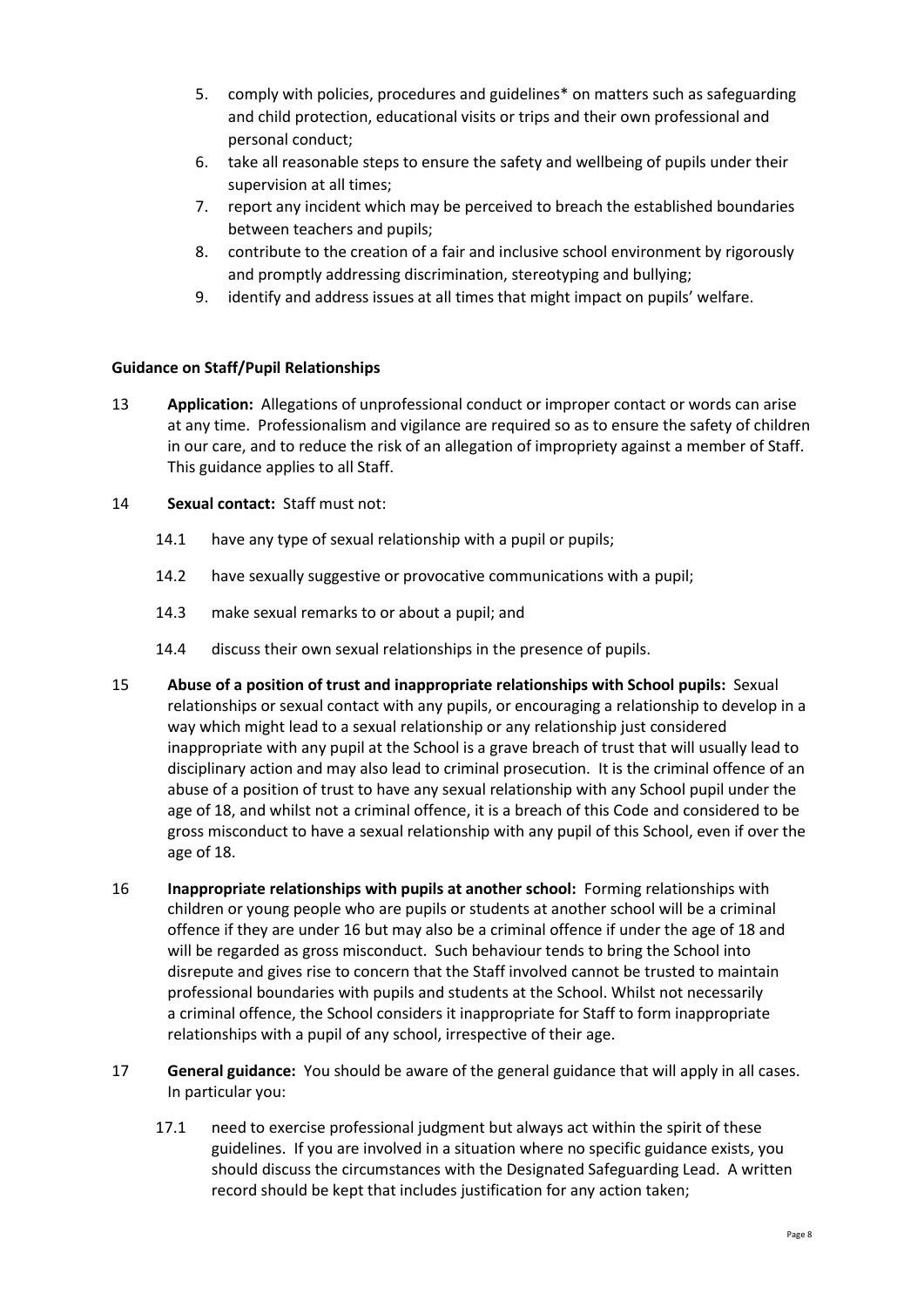5. comply with policies, procedures and guidelines* on matters such as safeguarding and child protection, educational visits or trips and their own professional and personal conduct;
6. take all reasonable steps to ensure the safety and wellbeing of pupils under their supervision at all times;
7. report any incident which may be perceived to breach the established boundaries between teachers and pupils;
8. contribute to the creation of a fair and inclusive school environment by rigorously and promptly addressing discrimination, stereotyping and bullying;
9. identify and address issues at all times that might impact on pupils' welfare.

**Guidance on Staff/Pupil Relationships**

13 **Application:** Allegations of unprofessional conduct or improper contact or words can arise at any time. Professionalism and vigilance are required so as to ensure the safety of children in our care, and to reduce the risk of an allegation of impropriety against a member of Staff. This guidance applies to all Staff.

14 **Sexual contact:** Staff must not:

14.1 have any type of sexual relationship with a pupil or pupils;

14.2 have sexually suggestive or provocative communications with a pupil;

14.3 make sexual remarks to or about a pupil; and

14.4 discuss their own sexual relationships in the presence of pupils.

15 **Abuse of a position of trust and inappropriate relationships with School pupils:** Sexual relationships or sexual contact with any pupils, or encouraging a relationship to develop in a way which might lead to a sexual relationship or any relationship just considered inappropriate with any pupil at the School is a grave breach of trust that will usually lead to disciplinary action and may also lead to criminal prosecution. It is the criminal offence of an abuse of a position of trust to have any sexual relationship with any School pupil under the age of 18, and whilst not a criminal offence, it is a breach of this Code and considered to be gross misconduct to have a sexual relationship with any pupil of this School, even if over the age of 18.

16 **Inappropriate relationships with pupils at another school:** Forming relationships with children or young people who are pupils or students at another school will be a criminal offence if they are under 16 but may also be a criminal offence if under the age of 18 and will be regarded as gross misconduct. Such behaviour tends to bring the School into disrepute and gives rise to concern that the Staff involved cannot be trusted to maintain professional boundaries with pupils and students at the School. Whilst not necessarily a criminal offence, the School considers it inappropriate for Staff to form inappropriate relationships with a pupil of any school, irrespective of their age.

17 **General guidance:** You should be aware of the general guidance that will apply in all cases. In particular you:

17.1 need to exercise professional judgment but always act within the spirit of these guidelines. If you are involved in a situation where no specific guidance exists, you should discuss the circumstances with the Designated Safeguarding Lead. A written record should be kept that includes justification for any action taken;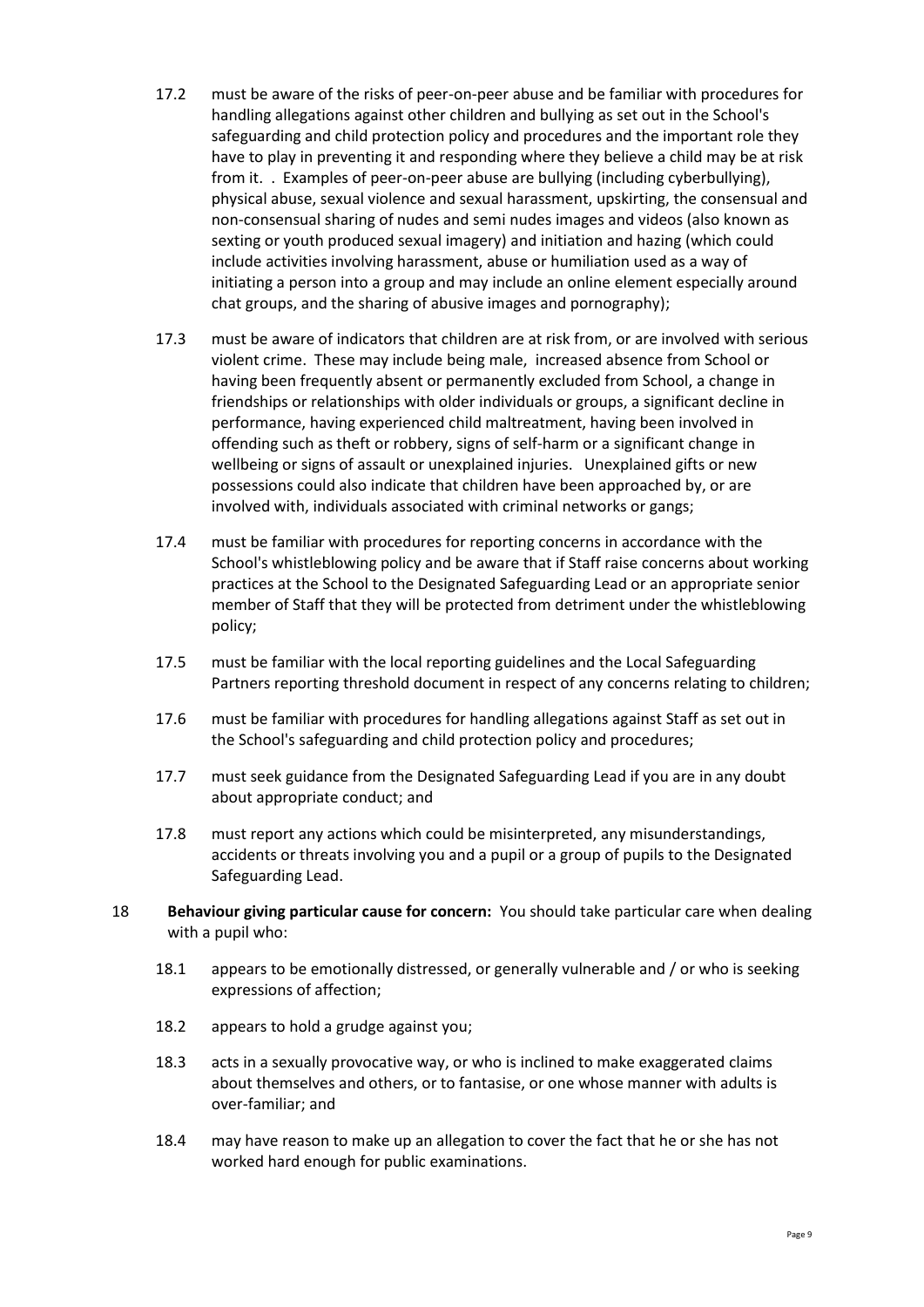17.2 must be aware of the risks of peer-on-peer abuse and be familiar with procedures for handling allegations against other children and bullying as set out in the School's safeguarding and child protection policy and procedures and the important role they have to play in preventing it and responding where they believe a child may be at risk from it. . Examples of peer-on-peer abuse are bullying (including cyberbullying), physical abuse, sexual violence and sexual harassment, upskirting, the consensual and non-consensual sharing of nudes and semi nudes images and videos (also known as sexting or youth produced sexual imagery) and initiation and hazing (which could include activities involving harassment, abuse or humiliation used as a way of initiating a person into a group and may include an online element especially around chat groups, and the sharing of abusive images and pornography);

17.3 must be aware of indicators that children are at risk from, or are involved with serious violent crime. These may include being male, increased absence from School or having been frequently absent or permanently excluded from School, a change in friendships or relationships with older individuals or groups, a significant decline in performance, having experienced child maltreatment, having been involved in offending such as theft or robbery, signs of self-harm or a significant change in wellbeing or signs of assault or unexplained injuries. Unexplained gifts or new possessions could also indicate that children have been approached by, or are involved with, individuals associated with criminal networks or gangs;

17.4 must be familiar with procedures for reporting concerns in accordance with the School's whistleblowing policy and be aware that if Staff raise concerns about working practices at the School to the Designated Safeguarding Lead or an appropriate senior member of Staff that they will be protected from detriment under the whistleblowing policy;

17.5 must be familiar with the local reporting guidelines and the Local Safeguarding Partners reporting threshold document in respect of any concerns relating to children;

17.6 must be familiar with procedures for handling allegations against Staff as set out in the School's safeguarding and child protection policy and procedures;

17.7 must seek guidance from the Designated Safeguarding Lead if you are in any doubt about appropriate conduct; and

17.8 must report any actions which could be misinterpreted, any misunderstandings, accidents or threats involving you and a pupil or a group of pupils to the Designated Safeguarding Lead.

18 **Behaviour giving particular cause for concern:** You should take particular care when dealing with a pupil who:

18.1 appears to be emotionally distressed, or generally vulnerable and / or who is seeking expressions of affection;

18.2 appears to hold a grudge against you;

18.3 acts in a sexually provocative way, or who is inclined to make exaggerated claims about themselves and others, or to fantasise, or one whose manner with adults is over-familiar; and

18.4 may have reason to make up an allegation to cover the fact that he or she has not worked hard enough for public examinations.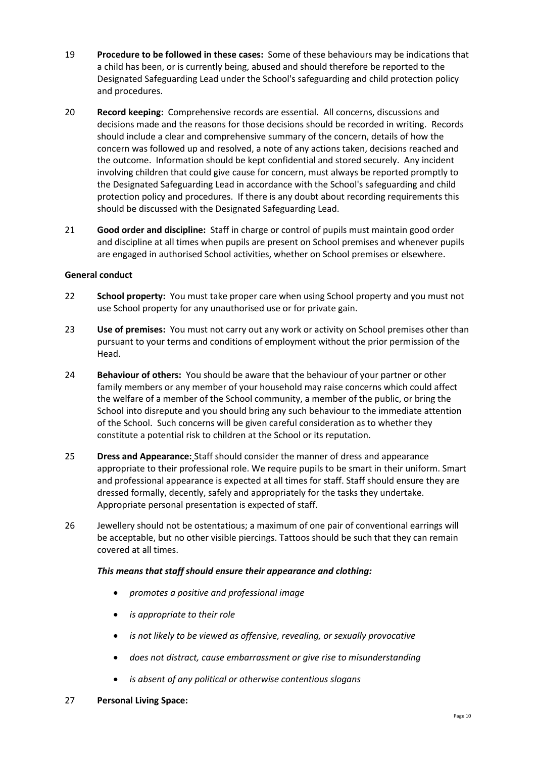19 **Procedure to be followed in these cases:** Some of these behaviours may be indications that a child has been, or is currently being, abused and should therefore be reported to the Designated Safeguarding Lead under the School's safeguarding and child protection policy and procedures.

20 **Record keeping:** Comprehensive records are essential. All concerns, discussions and decisions made and the reasons for those decisions should be recorded in writing. Records should include a clear and comprehensive summary of the concern, details of how the concern was followed up and resolved, a note of any actions taken, decisions reached and the outcome. Information should be kept confidential and stored securely. Any incident involving children that could give cause for concern, must always be reported promptly to the Designated Safeguarding Lead in accordance with the School's safeguarding and child protection policy and procedures. If there is any doubt about recording requirements this should be discussed with the Designated Safeguarding Lead.

21 **Good order and discipline:** Staff in charge or control of pupils must maintain good order and discipline at all times when pupils are present on School premises and whenever pupils are engaged in authorised School activities, whether on School premises or elsewhere.

**General conduct**

22 **School property:** You must take proper care when using School property and you must not use School property for any unauthorised use or for private gain.

23 **Use of premises:** You must not carry out any work or activity on School premises other than pursuant to your terms and conditions of employment without the prior permission of the Head.

24 **Behaviour of others:** You should be aware that the behaviour of your partner or other family members or any member of your household may raise concerns which could affect the welfare of a member of the School community, a member of the public, or bring the School into disrepute and you should bring any such behaviour to the immediate attention of the School. Such concerns will be given careful consideration as to whether they constitute a potential risk to children at the School or its reputation.

25 **Dress and Appearance:** Staff should consider the manner of dress and appearance appropriate to their professional role. We require pupils to be smart in their uniform. Smart and professional appearance is expected at all times for staff. Staff should ensure they are dressed formally, decently, safely and appropriately for the tasks they undertake. Appropriate personal presentation is expected of staff.

26 Jewellery should not be ostentatious; a maximum of one pair of conventional earrings will be acceptable, but no other visible piercings. Tattoos should be such that they can remain covered at all times.

***This means that staff should ensure their appearance and clothing:***

- *promotes a positive and professional image*
- *is appropriate to their role*
- *is not likely to be viewed as offensive, revealing, or sexually provocative*
- *does not distract, cause embarrassment or give rise to misunderstanding*
- *is absent of any political or otherwise contentious slogans*

27 **Personal Living Space:**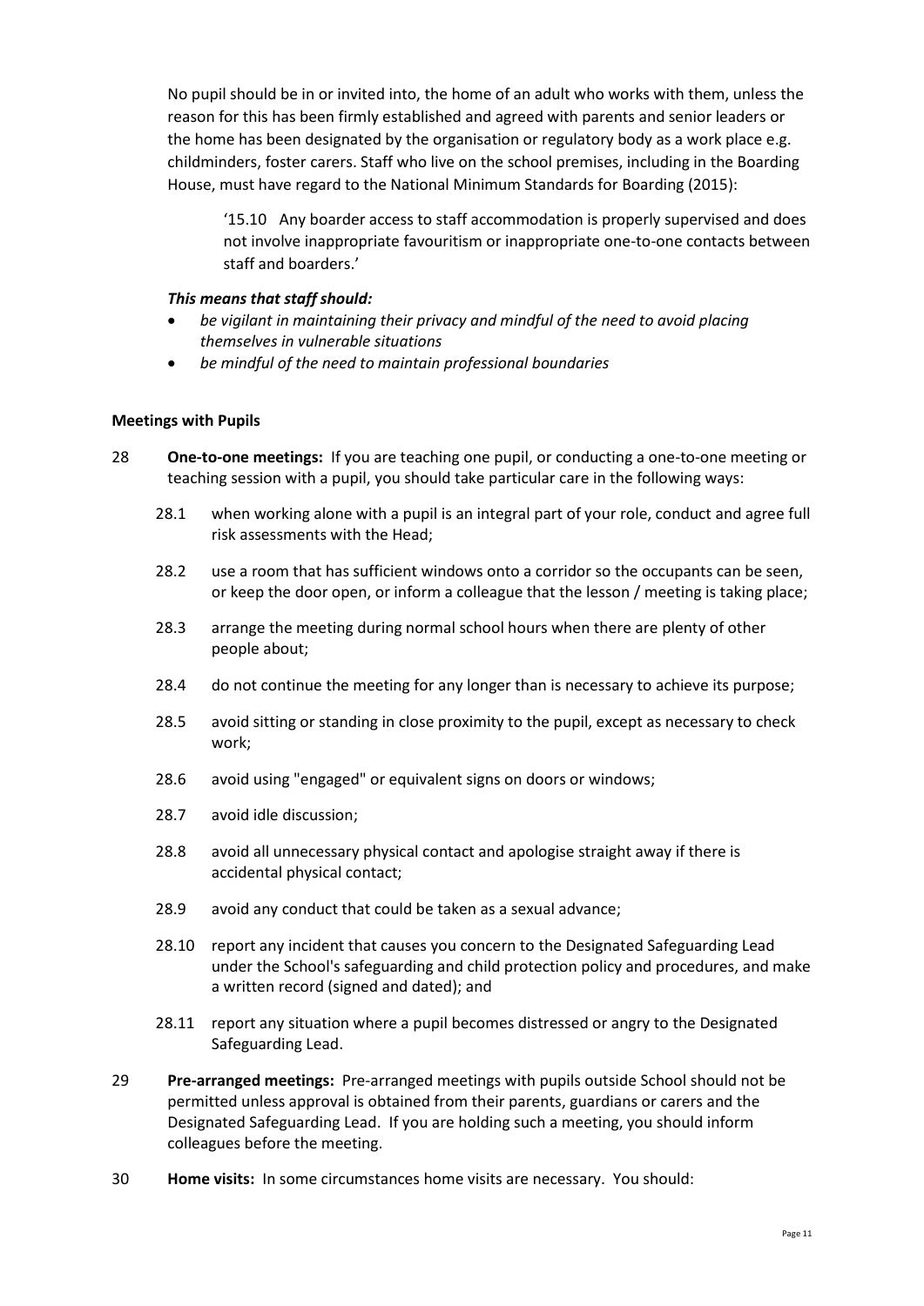No pupil should be in or invited into, the home of an adult who works with them, unless the reason for this has been firmly established and agreed with parents and senior leaders or the home has been designated by the organisation or regulatory body as a work place e.g. childminders, foster carers. Staff who live on the school premises, including in the Boarding House, must have regard to the National Minimum Standards for Boarding (2015):

> '15.10 Any boarder access to staff accommodation is properly supervised and does not involve inappropriate favouritism or inappropriate one-to-one contacts between staff and boarders.'

***This means that staff should:***

- *be vigilant in maintaining their privacy and mindful of the need to avoid placing themselves in vulnerable situations*
- *be mindful of the need to maintain professional boundaries*

**Meetings with Pupils**

28 **One-to-one meetings:** If you are teaching one pupil, or conducting a one-to-one meeting or teaching session with a pupil, you should take particular care in the following ways:

28.1 when working alone with a pupil is an integral part of your role, conduct and agree full risk assessments with the Head;

28.2 use a room that has sufficient windows onto a corridor so the occupants can be seen, or keep the door open, or inform a colleague that the lesson / meeting is taking place;

28.3 arrange the meeting during normal school hours when there are plenty of other people about;

28.4 do not continue the meeting for any longer than is necessary to achieve its purpose;

28.5 avoid sitting or standing in close proximity to the pupil, except as necessary to check work;

28.6 avoid using "engaged" or equivalent signs on doors or windows;

28.7 avoid idle discussion;

28.8 avoid all unnecessary physical contact and apologise straight away if there is accidental physical contact;

28.9 avoid any conduct that could be taken as a sexual advance;

28.10 report any incident that causes you concern to the Designated Safeguarding Lead under the School's safeguarding and child protection policy and procedures, and make a written record (signed and dated); and

28.11 report any situation where a pupil becomes distressed or angry to the Designated Safeguarding Lead.

29 **Pre-arranged meetings:** Pre-arranged meetings with pupils outside School should not be permitted unless approval is obtained from their parents, guardians or carers and the Designated Safeguarding Lead. If you are holding such a meeting, you should inform colleagues before the meeting.

30 **Home visits:** In some circumstances home visits are necessary. You should: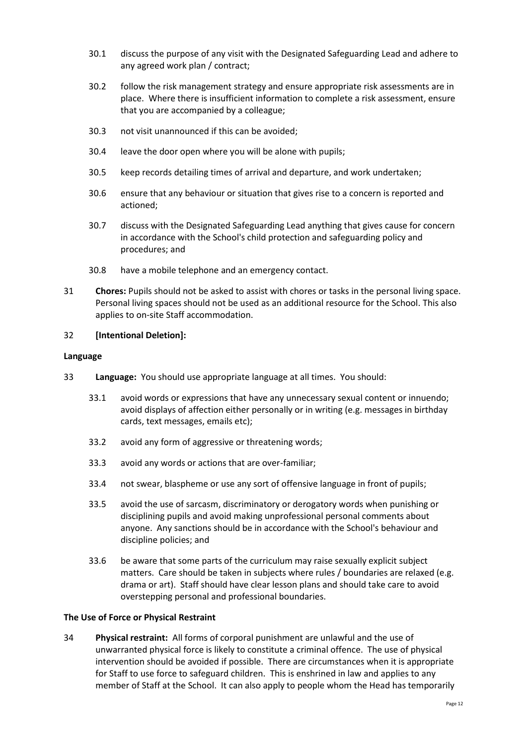30.1 discuss the purpose of any visit with the Designated Safeguarding Lead and adhere to any agreed work plan / contract;

30.2 follow the risk management strategy and ensure appropriate risk assessments are in place. Where there is insufficient information to complete a risk assessment, ensure that you are accompanied by a colleague;

30.3 not visit unannounced if this can be avoided;

30.4 leave the door open where you will be alone with pupils;

30.5 keep records detailing times of arrival and departure, and work undertaken;

30.6 ensure that any behaviour or situation that gives rise to a concern is reported and actioned;

30.7 discuss with the Designated Safeguarding Lead anything that gives cause for concern in accordance with the School's child protection and safeguarding policy and procedures; and

30.8 have a mobile telephone and an emergency contact.

31 **Chores:** Pupils should not be asked to assist with chores or tasks in the personal living space. Personal living spaces should not be used as an additional resource for the School. This also applies to on-site Staff accommodation.

32 **[Intentional Deletion]:**

**Language**

33 **Language:** You should use appropriate language at all times. You should:

33.1 avoid words or expressions that have any unnecessary sexual content or innuendo; avoid displays of affection either personally or in writing (e.g. messages in birthday cards, text messages, emails etc);

33.2 avoid any form of aggressive or threatening words;

33.3 avoid any words or actions that are over-familiar;

33.4 not swear, blaspheme or use any sort of offensive language in front of pupils;

33.5 avoid the use of sarcasm, discriminatory or derogatory words when punishing or disciplining pupils and avoid making unprofessional personal comments about anyone. Any sanctions should be in accordance with the School's behaviour and discipline policies; and

33.6 be aware that some parts of the curriculum may raise sexually explicit subject matters. Care should be taken in subjects where rules / boundaries are relaxed (e.g. drama or art). Staff should have clear lesson plans and should take care to avoid overstepping personal and professional boundaries.

**The Use of Force or Physical Restraint**

34 **Physical restraint:** All forms of corporal punishment are unlawful and the use of unwarranted physical force is likely to constitute a criminal offence. The use of physical intervention should be avoided if possible. There are circumstances when it is appropriate for Staff to use force to safeguard children. This is enshrined in law and applies to any member of Staff at the School. It can also apply to people whom the Head has temporarily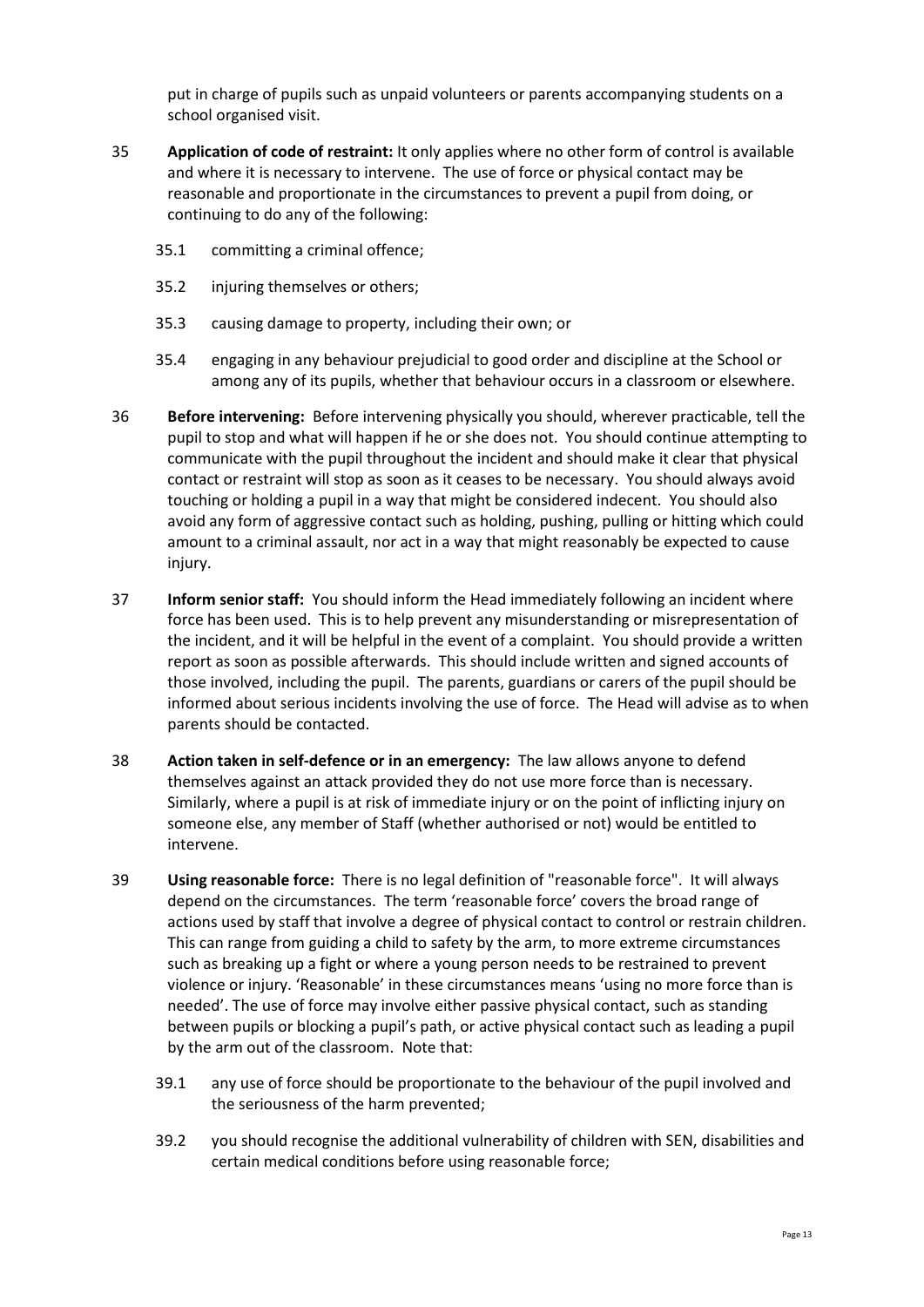put in charge of pupils such as unpaid volunteers or parents accompanying students on a school organised visit.

35 **Application of code of restraint:** It only applies where no other form of control is available and where it is necessary to intervene. The use of force or physical contact may be reasonable and proportionate in the circumstances to prevent a pupil from doing, or continuing to do any of the following:

  35.1 committing a criminal offence;

  35.2 injuring themselves or others;

  35.3 causing damage to property, including their own; or

  35.4 engaging in any behaviour prejudicial to good order and discipline at the School or among any of its pupils, whether that behaviour occurs in a classroom or elsewhere.

36 **Before intervening:** Before intervening physically you should, wherever practicable, tell the pupil to stop and what will happen if he or she does not. You should continue attempting to communicate with the pupil throughout the incident and should make it clear that physical contact or restraint will stop as soon as it ceases to be necessary. You should always avoid touching or holding a pupil in a way that might be considered indecent. You should also avoid any form of aggressive contact such as holding, pushing, pulling or hitting which could amount to a criminal assault, nor act in a way that might reasonably be expected to cause injury.

37 **Inform senior staff:** You should inform the Head immediately following an incident where force has been used. This is to help prevent any misunderstanding or misrepresentation of the incident, and it will be helpful in the event of a complaint. You should provide a written report as soon as possible afterwards. This should include written and signed accounts of those involved, including the pupil. The parents, guardians or carers of the pupil should be informed about serious incidents involving the use of force. The Head will advise as to when parents should be contacted.

38 **Action taken in self-defence or in an emergency:** The law allows anyone to defend themselves against an attack provided they do not use more force than is necessary. Similarly, where a pupil is at risk of immediate injury or on the point of inflicting injury on someone else, any member of Staff (whether authorised or not) would be entitled to intervene.

39 **Using reasonable force:** There is no legal definition of "reasonable force". It will always depend on the circumstances. The term 'reasonable force' covers the broad range of actions used by staff that involve a degree of physical contact to control or restrain children. This can range from guiding a child to safety by the arm, to more extreme circumstances such as breaking up a fight or where a young person needs to be restrained to prevent violence or injury. 'Reasonable' in these circumstances means 'using no more force than is needed'. The use of force may involve either passive physical contact, such as standing between pupils or blocking a pupil's path, or active physical contact such as leading a pupil by the arm out of the classroom. Note that:

  39.1 any use of force should be proportionate to the behaviour of the pupil involved and the seriousness of the harm prevented;

  39.2 you should recognise the additional vulnerability of children with SEN, disabilities and certain medical conditions before using reasonable force;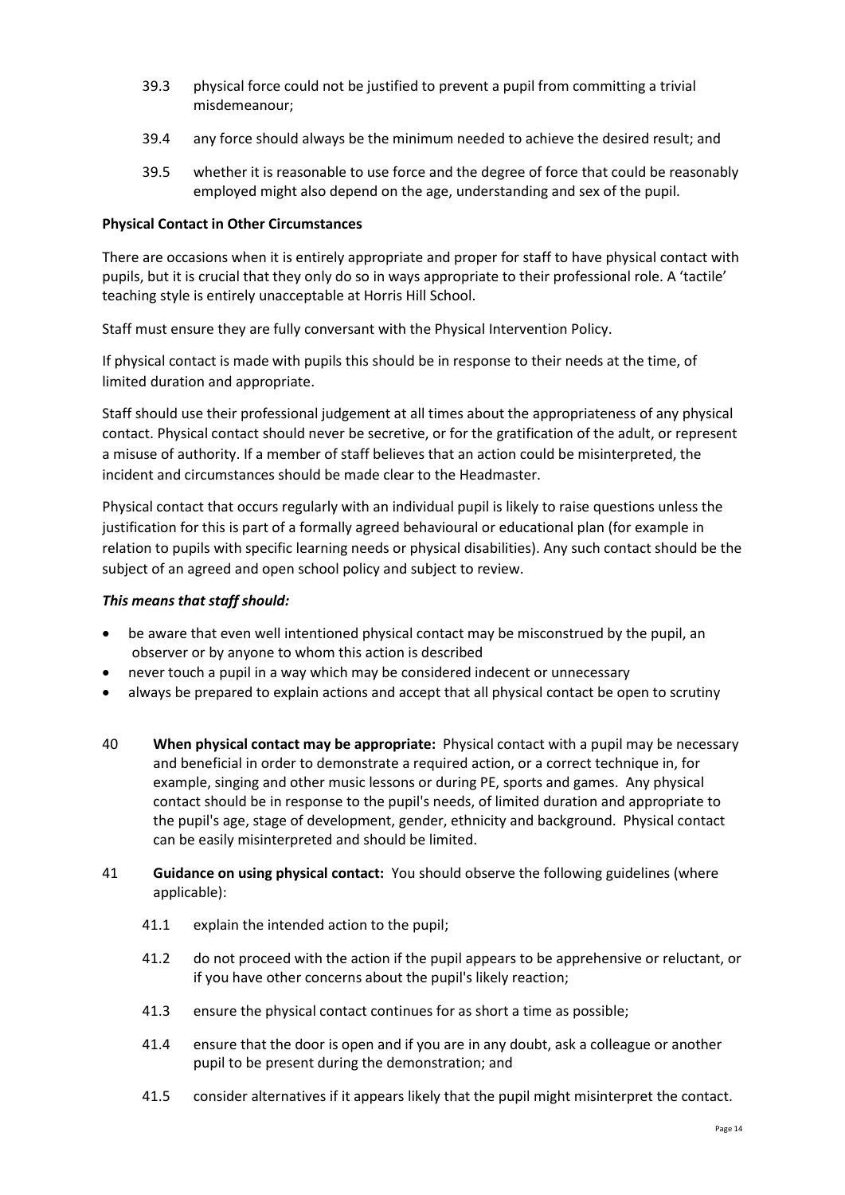39.3 physical force could not be justified to prevent a pupil from committing a trivial misdemeanour;

39.4 any force should always be the minimum needed to achieve the desired result; and

39.5 whether it is reasonable to use force and the degree of force that could be reasonably employed might also depend on the age, understanding and sex of the pupil.

**Physical Contact in Other Circumstances**

There are occasions when it is entirely appropriate and proper for staff to have physical contact with pupils, but it is crucial that they only do so in ways appropriate to their professional role. A 'tactile' teaching style is entirely unacceptable at Horris Hill School.

Staff must ensure they are fully conversant with the Physical Intervention Policy.

If physical contact is made with pupils this should be in response to their needs at the time, of limited duration and appropriate.

Staff should use their professional judgement at all times about the appropriateness of any physical contact. Physical contact should never be secretive, or for the gratification of the adult, or represent a misuse of authority. If a member of staff believes that an action could be misinterpreted, the incident and circumstances should be made clear to the Headmaster.

Physical contact that occurs regularly with an individual pupil is likely to raise questions unless the justification for this is part of a formally agreed behavioural or educational plan (for example in relation to pupils with specific learning needs or physical disabilities). Any such contact should be the subject of an agreed and open school policy and subject to review.

***This means that staff should:***

- be aware that even well intentioned physical contact may be misconstrued by the pupil, an observer or by anyone to whom this action is described
- never touch a pupil in a way which may be considered indecent or unnecessary
- always be prepared to explain actions and accept that all physical contact be open to scrutiny

40 **When physical contact may be appropriate:** Physical contact with a pupil may be necessary and beneficial in order to demonstrate a required action, or a correct technique in, for example, singing and other music lessons or during PE, sports and games. Any physical contact should be in response to the pupil's needs, of limited duration and appropriate to the pupil's age, stage of development, gender, ethnicity and background. Physical contact can be easily misinterpreted and should be limited.

41 **Guidance on using physical contact:** You should observe the following guidelines (where applicable):

41.1 explain the intended action to the pupil;

41.2 do not proceed with the action if the pupil appears to be apprehensive or reluctant, or if you have other concerns about the pupil's likely reaction;

41.3 ensure the physical contact continues for as short a time as possible;

41.4 ensure that the door is open and if you are in any doubt, ask a colleague or another pupil to be present during the demonstration; and

41.5 consider alternatives if it appears likely that the pupil might misinterpret the contact.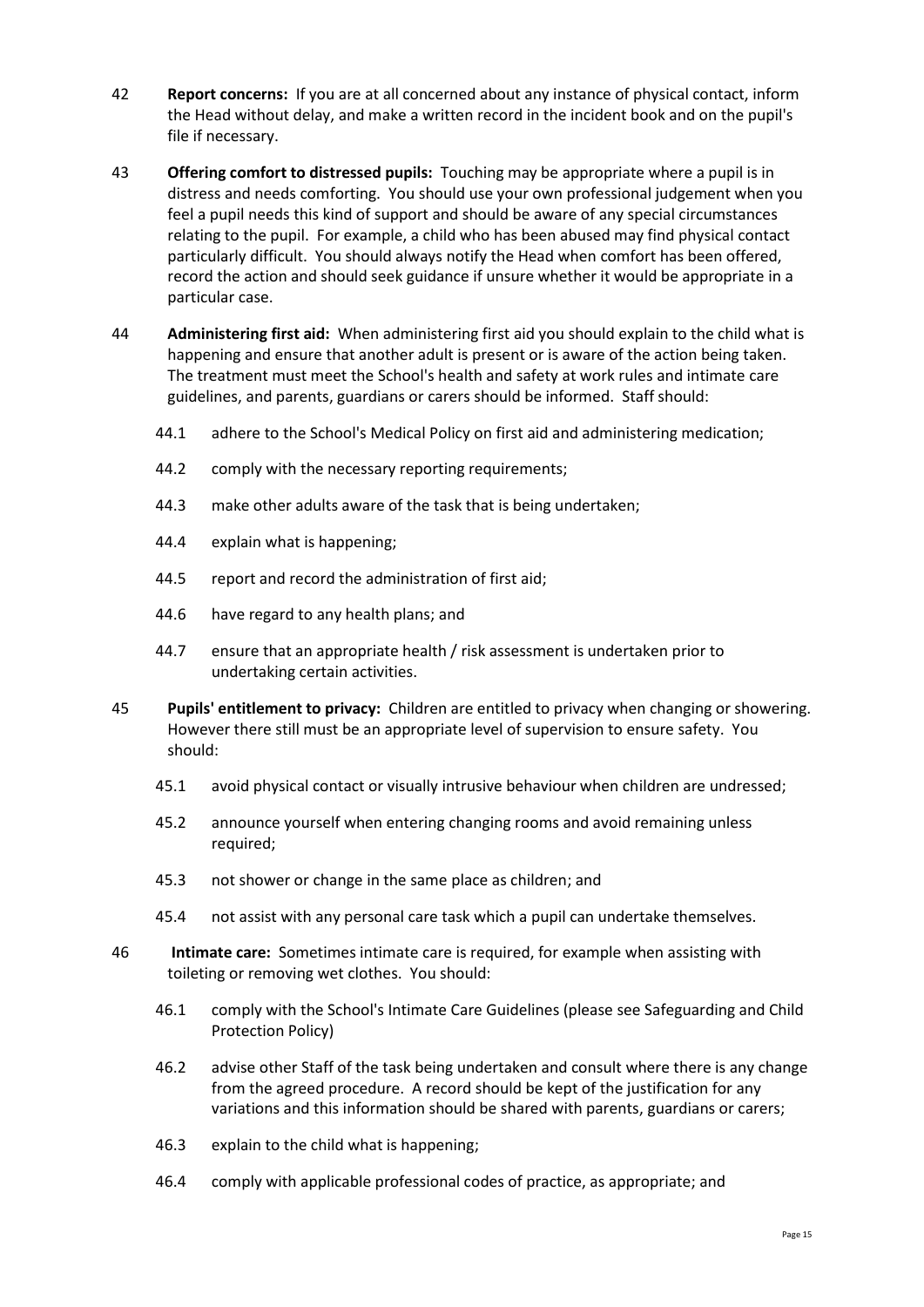42 **Report concerns:** If you are at all concerned about any instance of physical contact, inform the Head without delay, and make a written record in the incident book and on the pupil's file if necessary.

43 **Offering comfort to distressed pupils:** Touching may be appropriate where a pupil is in distress and needs comforting. You should use your own professional judgement when you feel a pupil needs this kind of support and should be aware of any special circumstances relating to the pupil. For example, a child who has been abused may find physical contact particularly difficult. You should always notify the Head when comfort has been offered, record the action and should seek guidance if unsure whether it would be appropriate in a particular case.

44 **Administering first aid:** When administering first aid you should explain to the child what is happening and ensure that another adult is present or is aware of the action being taken. The treatment must meet the School's health and safety at work rules and intimate care guidelines, and parents, guardians or carers should be informed. Staff should:

- 44.1 adhere to the School's Medical Policy on first aid and administering medication;
- 44.2 comply with the necessary reporting requirements;
- 44.3 make other adults aware of the task that is being undertaken;
- 44.4 explain what is happening;
- 44.5 report and record the administration of first aid;
- 44.6 have regard to any health plans; and
- 44.7 ensure that an appropriate health / risk assessment is undertaken prior to undertaking certain activities.

45 **Pupils' entitlement to privacy:** Children are entitled to privacy when changing or showering. However there still must be an appropriate level of supervision to ensure safety. You should:

- 45.1 avoid physical contact or visually intrusive behaviour when children are undressed;
- 45.2 announce yourself when entering changing rooms and avoid remaining unless required;
- 45.3 not shower or change in the same place as children; and
- 45.4 not assist with any personal care task which a pupil can undertake themselves.

46 **Intimate care:** Sometimes intimate care is required, for example when assisting with toileting or removing wet clothes. You should:

- 46.1 comply with the School's Intimate Care Guidelines (please see Safeguarding and Child Protection Policy)
- 46.2 advise other Staff of the task being undertaken and consult where there is any change from the agreed procedure. A record should be kept of the justification for any variations and this information should be shared with parents, guardians or carers;
- 46.3 explain to the child what is happening;
- 46.4 comply with applicable professional codes of practice, as appropriate; and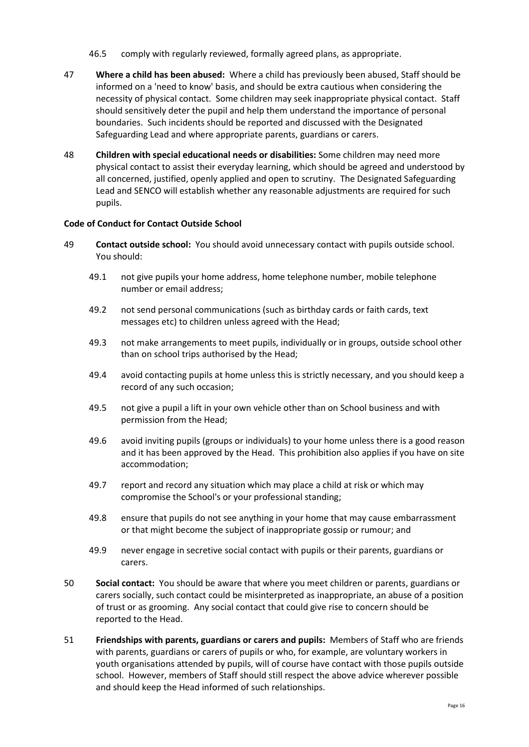46.5 comply with regularly reviewed, formally agreed plans, as appropriate.

47 **Where a child has been abused:** Where a child has previously been abused, Staff should be informed on a 'need to know' basis, and should be extra cautious when considering the necessity of physical contact. Some children may seek inappropriate physical contact. Staff should sensitively deter the pupil and help them understand the importance of personal boundaries. Such incidents should be reported and discussed with the Designated Safeguarding Lead and where appropriate parents, guardians or carers.

48 **Children with special educational needs or disabilities:** Some children may need more physical contact to assist their everyday learning, which should be agreed and understood by all concerned, justified, openly applied and open to scrutiny. The Designated Safeguarding Lead and SENCO will establish whether any reasonable adjustments are required for such pupils.

**Code of Conduct for Contact Outside School**

49 **Contact outside school:** You should avoid unnecessary contact with pupils outside school. You should:

49.1 not give pupils your home address, home telephone number, mobile telephone number or email address;

49.2 not send personal communications (such as birthday cards or faith cards, text messages etc) to children unless agreed with the Head;

49.3 not make arrangements to meet pupils, individually or in groups, outside school other than on school trips authorised by the Head;

49.4 avoid contacting pupils at home unless this is strictly necessary, and you should keep a record of any such occasion;

49.5 not give a pupil a lift in your own vehicle other than on School business and with permission from the Head;

49.6 avoid inviting pupils (groups or individuals) to your home unless there is a good reason and it has been approved by the Head. This prohibition also applies if you have on site accommodation;

49.7 report and record any situation which may place a child at risk or which may compromise the School's or your professional standing;

49.8 ensure that pupils do not see anything in your home that may cause embarrassment or that might become the subject of inappropriate gossip or rumour; and

49.9 never engage in secretive social contact with pupils or their parents, guardians or carers.

50 **Social contact:** You should be aware that where you meet children or parents, guardians or carers socially, such contact could be misinterpreted as inappropriate, an abuse of a position of trust or as grooming. Any social contact that could give rise to concern should be reported to the Head.

51 **Friendships with parents, guardians or carers and pupils:** Members of Staff who are friends with parents, guardians or carers of pupils or who, for example, are voluntary workers in youth organisations attended by pupils, will of course have contact with those pupils outside school. However, members of Staff should still respect the above advice wherever possible and should keep the Head informed of such relationships.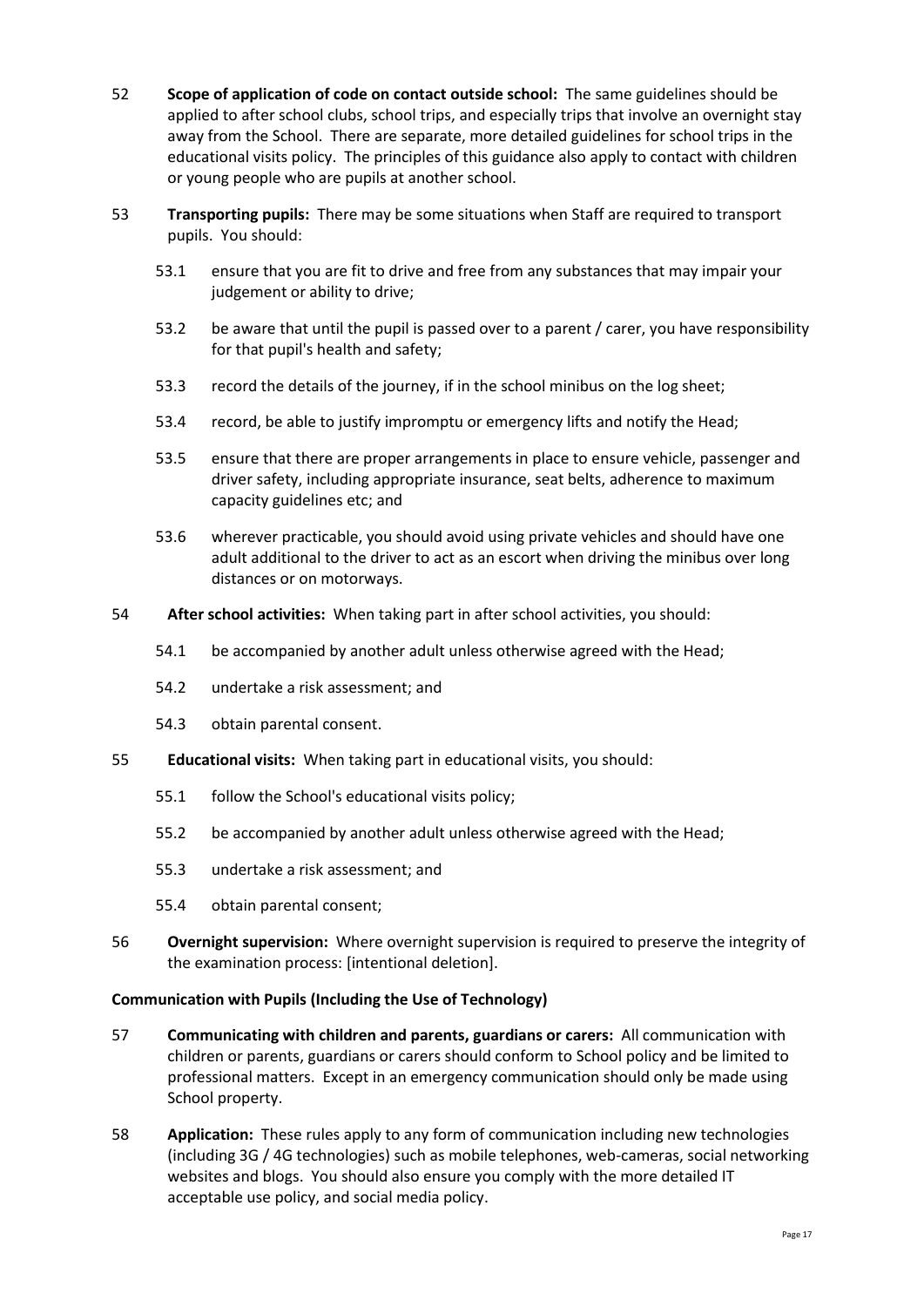52 **Scope of application of code on contact outside school:** The same guidelines should be applied to after school clubs, school trips, and especially trips that involve an overnight stay away from the School. There are separate, more detailed guidelines for school trips in the educational visits policy. The principles of this guidance also apply to contact with children or young people who are pupils at another school.

53 **Transporting pupils:** There may be some situations when Staff are required to transport pupils. You should:

  53.1 ensure that you are fit to drive and free from any substances that may impair your judgement or ability to drive;

  53.2 be aware that until the pupil is passed over to a parent / carer, you have responsibility for that pupil's health and safety;

  53.3 record the details of the journey, if in the school minibus on the log sheet;

  53.4 record, be able to justify impromptu or emergency lifts and notify the Head;

  53.5 ensure that there are proper arrangements in place to ensure vehicle, passenger and driver safety, including appropriate insurance, seat belts, adherence to maximum capacity guidelines etc; and

  53.6 wherever practicable, you should avoid using private vehicles and should have one adult additional to the driver to act as an escort when driving the minibus over long distances or on motorways.

54 **After school activities:** When taking part in after school activities, you should:

  54.1 be accompanied by another adult unless otherwise agreed with the Head;

  54.2 undertake a risk assessment; and

  54.3 obtain parental consent.

55 **Educational visits:** When taking part in educational visits, you should:

  55.1 follow the School's educational visits policy;

  55.2 be accompanied by another adult unless otherwise agreed with the Head;

  55.3 undertake a risk assessment; and

  55.4 obtain parental consent;

56 **Overnight supervision:** Where overnight supervision is required to preserve the integrity of the examination process: [intentional deletion].

**Communication with Pupils (Including the Use of Technology)**

57 **Communicating with children and parents, guardians or carers:** All communication with children or parents, guardians or carers should conform to School policy and be limited to professional matters. Except in an emergency communication should only be made using School property.

58 **Application:** These rules apply to any form of communication including new technologies (including 3G / 4G technologies) such as mobile telephones, web-cameras, social networking websites and blogs. You should also ensure you comply with the more detailed IT acceptable use policy, and social media policy.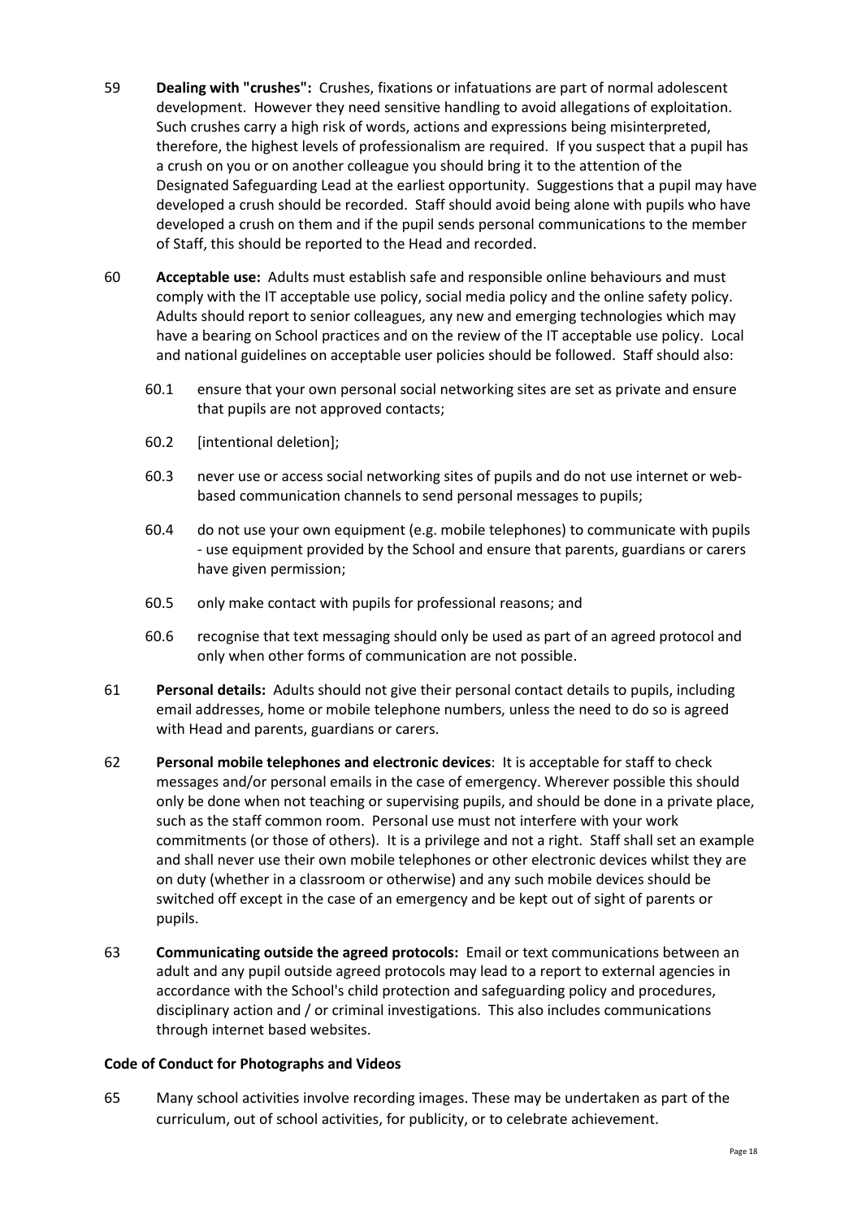59 **Dealing with "crushes":** Crushes, fixations or infatuations are part of normal adolescent development. However they need sensitive handling to avoid allegations of exploitation. Such crushes carry a high risk of words, actions and expressions being misinterpreted, therefore, the highest levels of professionalism are required. If you suspect that a pupil has a crush on you or on another colleague you should bring it to the attention of the Designated Safeguarding Lead at the earliest opportunity. Suggestions that a pupil may have developed a crush should be recorded. Staff should avoid being alone with pupils who have developed a crush on them and if the pupil sends personal communications to the member of Staff, this should be reported to the Head and recorded.

60 **Acceptable use:** Adults must establish safe and responsible online behaviours and must comply with the IT acceptable use policy, social media policy and the online safety policy. Adults should report to senior colleagues, any new and emerging technologies which may have a bearing on School practices and on the review of the IT acceptable use policy. Local and national guidelines on acceptable user policies should be followed. Staff should also:

60.1 ensure that your own personal social networking sites are set as private and ensure that pupils are not approved contacts;

60.2 [intentional deletion];

60.3 never use or access social networking sites of pupils and do not use internet or web-based communication channels to send personal messages to pupils;

60.4 do not use your own equipment (e.g. mobile telephones) to communicate with pupils - use equipment provided by the School and ensure that parents, guardians or carers have given permission;

60.5 only make contact with pupils for professional reasons; and

60.6 recognise that text messaging should only be used as part of an agreed protocol and only when other forms of communication are not possible.

61 **Personal details:** Adults should not give their personal contact details to pupils, including email addresses, home or mobile telephone numbers, unless the need to do so is agreed with Head and parents, guardians or carers.

62 **Personal mobile telephones and electronic devices**: It is acceptable for staff to check messages and/or personal emails in the case of emergency. Wherever possible this should only be done when not teaching or supervising pupils, and should be done in a private place, such as the staff common room. Personal use must not interfere with your work commitments (or those of others). It is a privilege and not a right. Staff shall set an example and shall never use their own mobile telephones or other electronic devices whilst they are on duty (whether in a classroom or otherwise) and any such mobile devices should be switched off except in the case of an emergency and be kept out of sight of parents or pupils.

63 **Communicating outside the agreed protocols:** Email or text communications between an adult and any pupil outside agreed protocols may lead to a report to external agencies in accordance with the School's child protection and safeguarding policy and procedures, disciplinary action and / or criminal investigations. This also includes communications through internet based websites.

**Code of Conduct for Photographs and Videos**

65 Many school activities involve recording images. These may be undertaken as part of the curriculum, out of school activities, for publicity, or to celebrate achievement.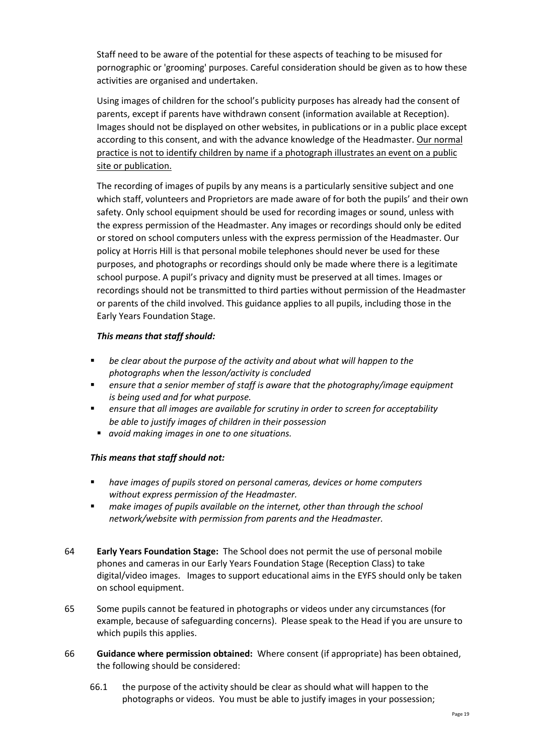Staff need to be aware of the potential for these aspects of teaching to be misused for pornographic or 'grooming' purposes. Careful consideration should be given as to how these activities are organised and undertaken.

Using images of children for the school's publicity purposes has already had the consent of parents, except if parents have withdrawn consent (information available at Reception). Images should not be displayed on other websites, in publications or in a public place except according to this consent, and with the advance knowledge of the Headmaster. <u>Our normal practice is not to identify children by name if a photograph illustrates an event on a public site or publication.</u>

The recording of images of pupils by any means is a particularly sensitive subject and one which staff, volunteers and Proprietors are made aware of for both the pupils' and their own safety. Only school equipment should be used for recording images or sound, unless with the express permission of the Headmaster. Any images or recordings should only be edited or stored on school computers unless with the express permission of the Headmaster. Our policy at Horris Hill is that personal mobile telephones should never be used for these purposes, and photographs or recordings should only be made where there is a legitimate school purpose. A pupil's privacy and dignity must be preserved at all times. Images or recordings should not be transmitted to third parties without permission of the Headmaster or parents of the child involved. This guidance applies to all pupils, including those in the Early Years Foundation Stage.

***This means that staff should:***

- *be clear about the purpose of the activity and about what will happen to the photographs when the lesson/activity is concluded*
- *ensure that a senior member of staff is aware that the photography/image equipment is being used and for what purpose.*
- *ensure that all images are available for scrutiny in order to screen for acceptability be able to justify images of children in their possession*
- *avoid making images in one to one situations.*

***This means that staff should not:***

- *have images of pupils stored on personal cameras, devices or home computers without express permission of the Headmaster.*
- *make images of pupils available on the internet, other than through the school network/website with permission from parents and the Headmaster.*

64 **Early Years Foundation Stage:** The School does not permit the use of personal mobile phones and cameras in our Early Years Foundation Stage (Reception Class) to take digital/video images. Images to support educational aims in the EYFS should only be taken on school equipment.

65 Some pupils cannot be featured in photographs or videos under any circumstances (for example, because of safeguarding concerns). Please speak to the Head if you are unsure to which pupils this applies.

66 **Guidance where permission obtained:** Where consent (if appropriate) has been obtained, the following should be considered:

66.1 the purpose of the activity should be clear as should what will happen to the photographs or videos. You must be able to justify images in your possession;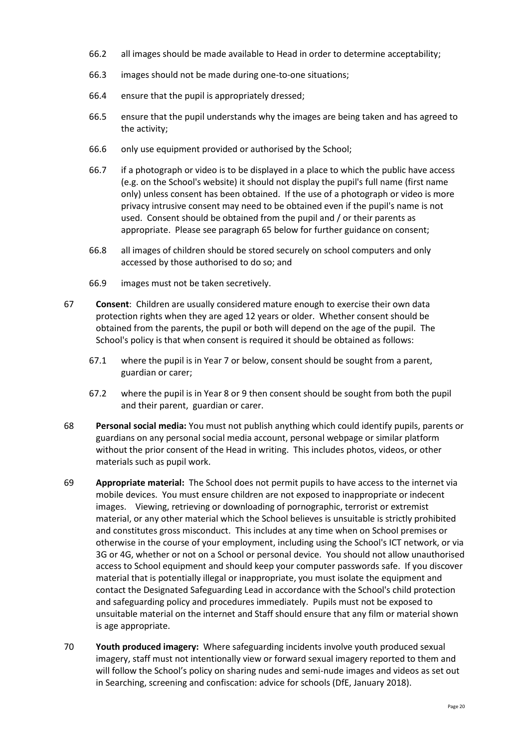66.2 all images should be made available to Head in order to determine acceptability;

66.3 images should not be made during one-to-one situations;

66.4 ensure that the pupil is appropriately dressed;

66.5 ensure that the pupil understands why the images are being taken and has agreed to the activity;

66.6 only use equipment provided or authorised by the School;

66.7 if a photograph or video is to be displayed in a place to which the public have access (e.g. on the School's website) it should not display the pupil's full name (first name only) unless consent has been obtained. If the use of a photograph or video is more privacy intrusive consent may need to be obtained even if the pupil's name is not used. Consent should be obtained from the pupil and / or their parents as appropriate. Please see paragraph 65 below for further guidance on consent;

66.8 all images of children should be stored securely on school computers and only accessed by those authorised to do so; and

66.9 images must not be taken secretively.

67 **Consent**: Children are usually considered mature enough to exercise their own data protection rights when they are aged 12 years or older. Whether consent should be obtained from the parents, the pupil or both will depend on the age of the pupil. The School's policy is that when consent is required it should be obtained as follows:

67.1 where the pupil is in Year 7 or below, consent should be sought from a parent, guardian or carer;

67.2 where the pupil is in Year 8 or 9 then consent should be sought from both the pupil and their parent, guardian or carer.

68 **Personal social media:** You must not publish anything which could identify pupils, parents or guardians on any personal social media account, personal webpage or similar platform without the prior consent of the Head in writing. This includes photos, videos, or other materials such as pupil work.

69 **Appropriate material:** The School does not permit pupils to have access to the internet via mobile devices. You must ensure children are not exposed to inappropriate or indecent images. Viewing, retrieving or downloading of pornographic, terrorist or extremist material, or any other material which the School believes is unsuitable is strictly prohibited and constitutes gross misconduct. This includes at any time when on School premises or otherwise in the course of your employment, including using the School's ICT network, or via 3G or 4G, whether or not on a School or personal device. You should not allow unauthorised access to School equipment and should keep your computer passwords safe. If you discover material that is potentially illegal or inappropriate, you must isolate the equipment and contact the Designated Safeguarding Lead in accordance with the School's child protection and safeguarding policy and procedures immediately. Pupils must not be exposed to unsuitable material on the internet and Staff should ensure that any film or material shown is age appropriate.

70 **Youth produced imagery:** Where safeguarding incidents involve youth produced sexual imagery, staff must not intentionally view or forward sexual imagery reported to them and will follow the School's policy on sharing nudes and semi-nude images and videos as set out in Searching, screening and confiscation: advice for schools (DfE, January 2018).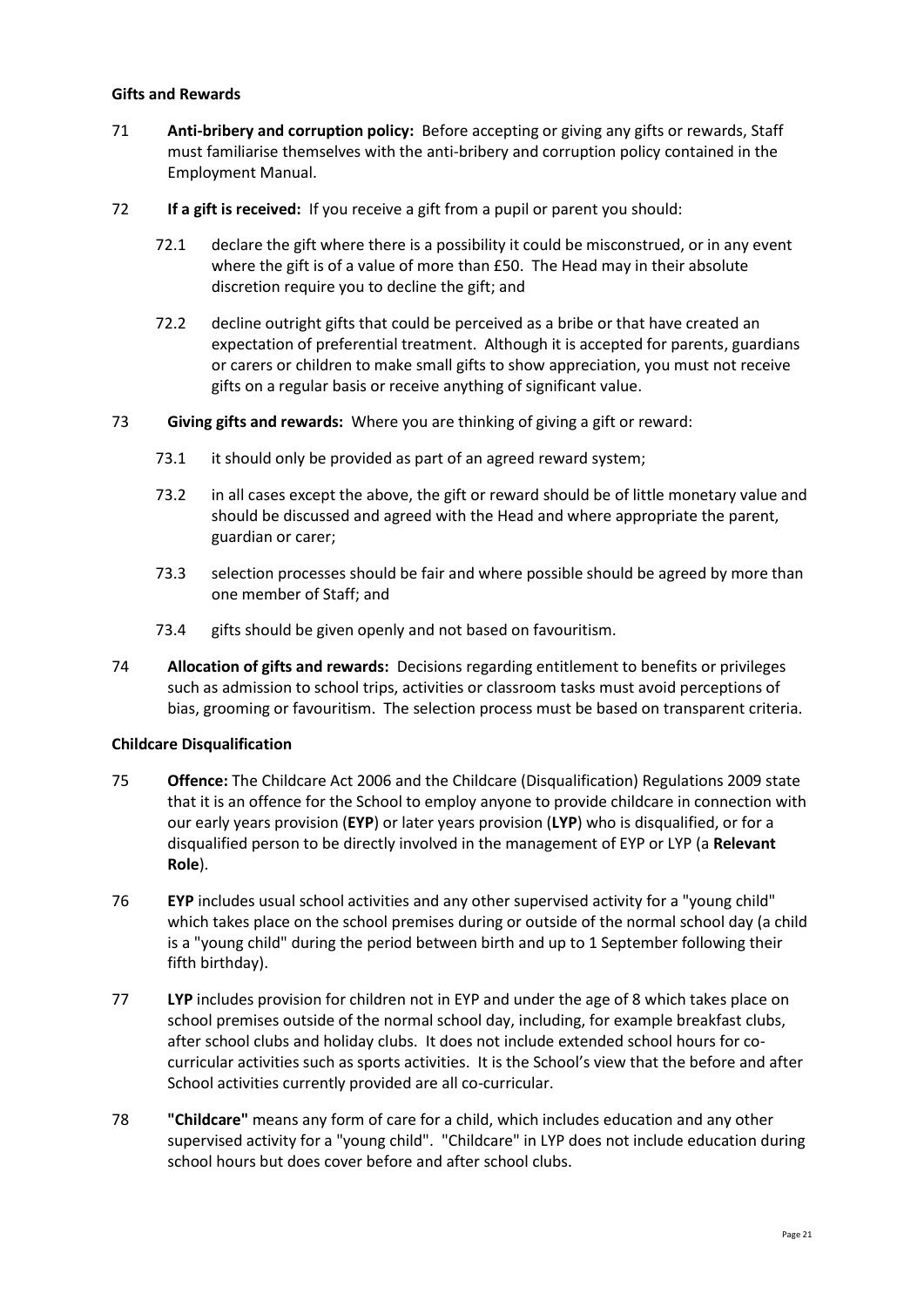**Gifts and Rewards**

71 **Anti-bribery and corruption policy:** Before accepting or giving any gifts or rewards, Staff must familiarise themselves with the anti-bribery and corruption policy contained in the Employment Manual.

72 **If a gift is received:** If you receive a gift from a pupil or parent you should:

72.1 declare the gift where there is a possibility it could be misconstrued, or in any event where the gift is of a value of more than £50. The Head may in their absolute discretion require you to decline the gift; and

72.2 decline outright gifts that could be perceived as a bribe or that have created an expectation of preferential treatment. Although it is accepted for parents, guardians or carers or children to make small gifts to show appreciation, you must not receive gifts on a regular basis or receive anything of significant value.

73 **Giving gifts and rewards:** Where you are thinking of giving a gift or reward:

73.1 it should only be provided as part of an agreed reward system;

73.2 in all cases except the above, the gift or reward should be of little monetary value and should be discussed and agreed with the Head and where appropriate the parent, guardian or carer;

73.3 selection processes should be fair and where possible should be agreed by more than one member of Staff; and

73.4 gifts should be given openly and not based on favouritism.

74 **Allocation of gifts and rewards:** Decisions regarding entitlement to benefits or privileges such as admission to school trips, activities or classroom tasks must avoid perceptions of bias, grooming or favouritism. The selection process must be based on transparent criteria.

**Childcare Disqualification**

75 **Offence:** The Childcare Act 2006 and the Childcare (Disqualification) Regulations 2009 state that it is an offence for the School to employ anyone to provide childcare in connection with our early years provision (**EYP**) or later years provision (**LYP**) who is disqualified, or for a disqualified person to be directly involved in the management of EYP or LYP (a **Relevant Role**).

76 **EYP** includes usual school activities and any other supervised activity for a "young child" which takes place on the school premises during or outside of the normal school day (a child is a "young child" during the period between birth and up to 1 September following their fifth birthday).

77 **LYP** includes provision for children not in EYP and under the age of 8 which takes place on school premises outside of the normal school day, including, for example breakfast clubs, after school clubs and holiday clubs. It does not include extended school hours for co-curricular activities such as sports activities. It is the School's view that the before and after School activities currently provided are all co-curricular.

78 **"Childcare"** means any form of care for a child, which includes education and any other supervised activity for a "young child". "Childcare" in LYP does not include education during school hours but does cover before and after school clubs.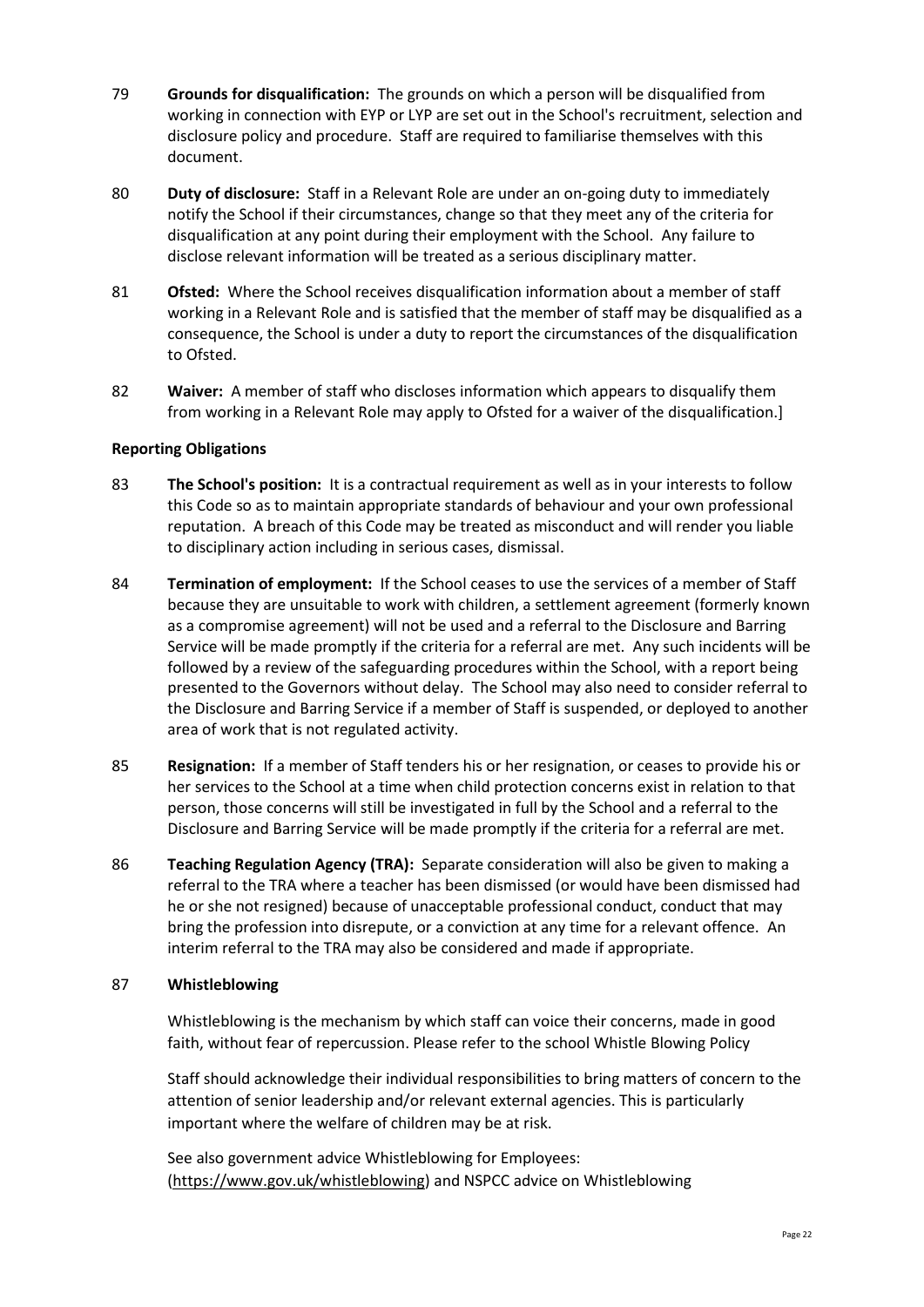79 **Grounds for disqualification:** The grounds on which a person will be disqualified from working in connection with EYP or LYP are set out in the School's recruitment, selection and disclosure policy and procedure. Staff are required to familiarise themselves with this document.

80 **Duty of disclosure:** Staff in a Relevant Role are under an on-going duty to immediately notify the School if their circumstances, change so that they meet any of the criteria for disqualification at any point during their employment with the School. Any failure to disclose relevant information will be treated as a serious disciplinary matter.

81 **Ofsted:** Where the School receives disqualification information about a member of staff working in a Relevant Role and is satisfied that the member of staff may be disqualified as a consequence, the School is under a duty to report the circumstances of the disqualification to Ofsted.

82 **Waiver:** A member of staff who discloses information which appears to disqualify them from working in a Relevant Role may apply to Ofsted for a waiver of the disqualification.]

**Reporting Obligations**

83 **The School's position:** It is a contractual requirement as well as in your interests to follow this Code so as to maintain appropriate standards of behaviour and your own professional reputation. A breach of this Code may be treated as misconduct and will render you liable to disciplinary action including in serious cases, dismissal.

84 **Termination of employment:** If the School ceases to use the services of a member of Staff because they are unsuitable to work with children, a settlement agreement (formerly known as a compromise agreement) will not be used and a referral to the Disclosure and Barring Service will be made promptly if the criteria for a referral are met. Any such incidents will be followed by a review of the safeguarding procedures within the School, with a report being presented to the Governors without delay. The School may also need to consider referral to the Disclosure and Barring Service if a member of Staff is suspended, or deployed to another area of work that is not regulated activity.

85 **Resignation:** If a member of Staff tenders his or her resignation, or ceases to provide his or her services to the School at a time when child protection concerns exist in relation to that person, those concerns will still be investigated in full by the School and a referral to the Disclosure and Barring Service will be made promptly if the criteria for a referral are met.

86 **Teaching Regulation Agency (TRA):** Separate consideration will also be given to making a referral to the TRA where a teacher has been dismissed (or would have been dismissed had he or she not resigned) because of unacceptable professional conduct, conduct that may bring the profession into disrepute, or a conviction at any time for a relevant offence. An interim referral to the TRA may also be considered and made if appropriate.

87 **Whistleblowing**

Whistleblowing is the mechanism by which staff can voice their concerns, made in good faith, without fear of repercussion. Please refer to the school Whistle Blowing Policy

Staff should acknowledge their individual responsibilities to bring matters of concern to the attention of senior leadership and/or relevant external agencies. This is particularly important where the welfare of children may be at risk.

See also government advice Whistleblowing for Employees: (https://www.gov.uk/whistleblowing) and NSPCC advice on Whistleblowing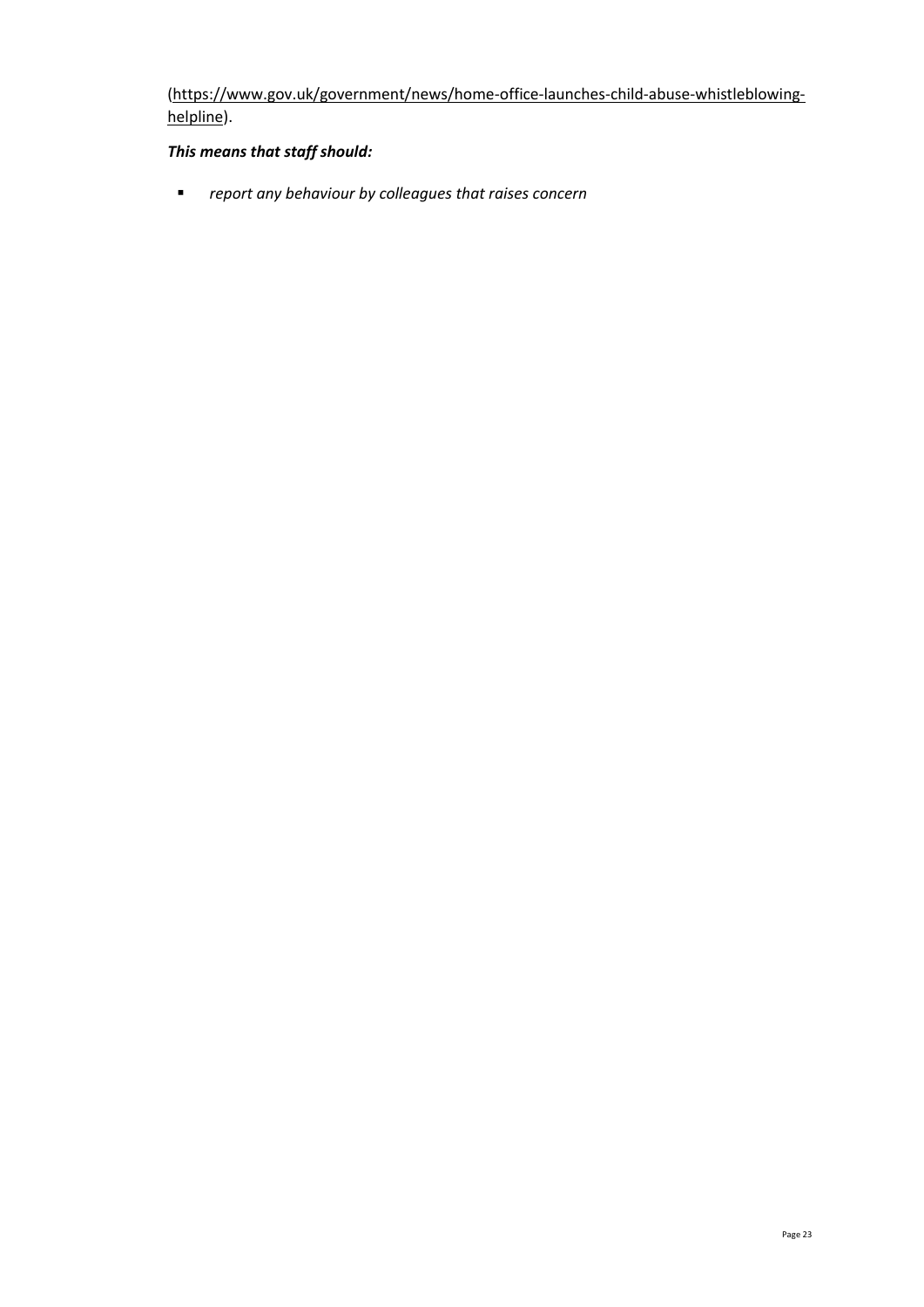([https://www.gov.uk/government/news/home-office-launches-child-abuse-whistleblowing-helpline](https://www.gov.uk/government/news/home-office-launches-child-abuse-whistleblowing-helpline)).

***This means that staff should:***

- *report any behaviour by colleagues that raises concern*